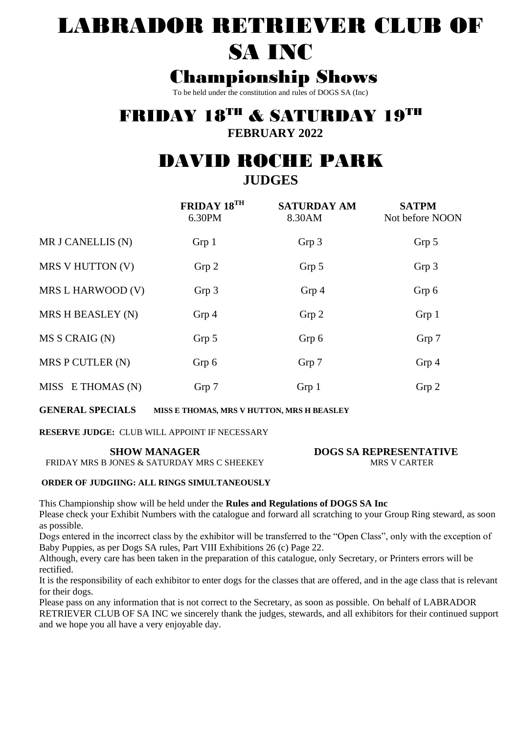# LABRADOR RETRIEVER CLUB OF SA INC

## Championship Shows

To be held under the constitution and rules of DOGS SA (Inc)

## FRIDAY 18TH & SATURDAY 19TH

**FEBRUARY 2022**

## DAVID ROCHE PARK

### JUDGES

| | FRIDAY 18TH 6.30PM | SATURDAY AM 8.30AM | SATPM Not before NOON |
|---|---|---|---|
| MR J CANELLIS (N) | Grp 1 | Grp 3 | Grp 5 |
| MRS V HUTTON (V) | Grp 2 | Grp 5 | Grp 3 |
| MRS L HARWOOD (V) | Grp 3 | Grp 4 | Grp 6 |
| MRS H BEASLEY (N) | Grp 4 | Grp 2 | Grp 1 |
| MS S CRAIG (N) | Grp 5 | Grp 6 | Grp 7 |
| MRS P CUTLER (N) | Grp 6 | Grp 7 | Grp 4 |
| MISS E THOMAS (N) | Grp 7 | Grp 1 | Grp 2 |

**GENERAL SPECIALS** **MISS E THOMAS, MRS V HUTTON, MRS H BEASLEY**

**RESERVE JUDGE:** CLUB WILL APPOINT IF NECESSARY

**SHOW MANAGER**
FRIDAY MRS B JONES & SATURDAY MRS C SHEEKEY

**DOGS SA REPRESENTATIVE**
MRS V CARTER

**ORDER OF JUDGIING: ALL RINGS SIMULTANEOUSLY**

This Championship show will be held under the **Rules and Regulations of DOGS SA Inc**

Please check your Exhibit Numbers with the catalogue and forward all scratching to your Group Ring steward, as soon as possible.

Dogs entered in the incorrect class by the exhibitor will be transferred to the "Open Class", only with the exception of Baby Puppies, as per Dogs SA rules, Part VIII Exhibitions 26 (c) Page 22.

Although, every care has been taken in the preparation of this catalogue, only Secretary, or Printers errors will be rectified.

It is the responsibility of each exhibitor to enter dogs for the classes that are offered, and in the age class that is relevant for their dogs.

Please pass on any information that is not correct to the Secretary, as soon as possible. On behalf of LABRADOR RETRIEVER CLUB OF SA INC we sincerely thank the judges, stewards, and all exhibitors for their continued support and we hope you all have a very enjoyable day.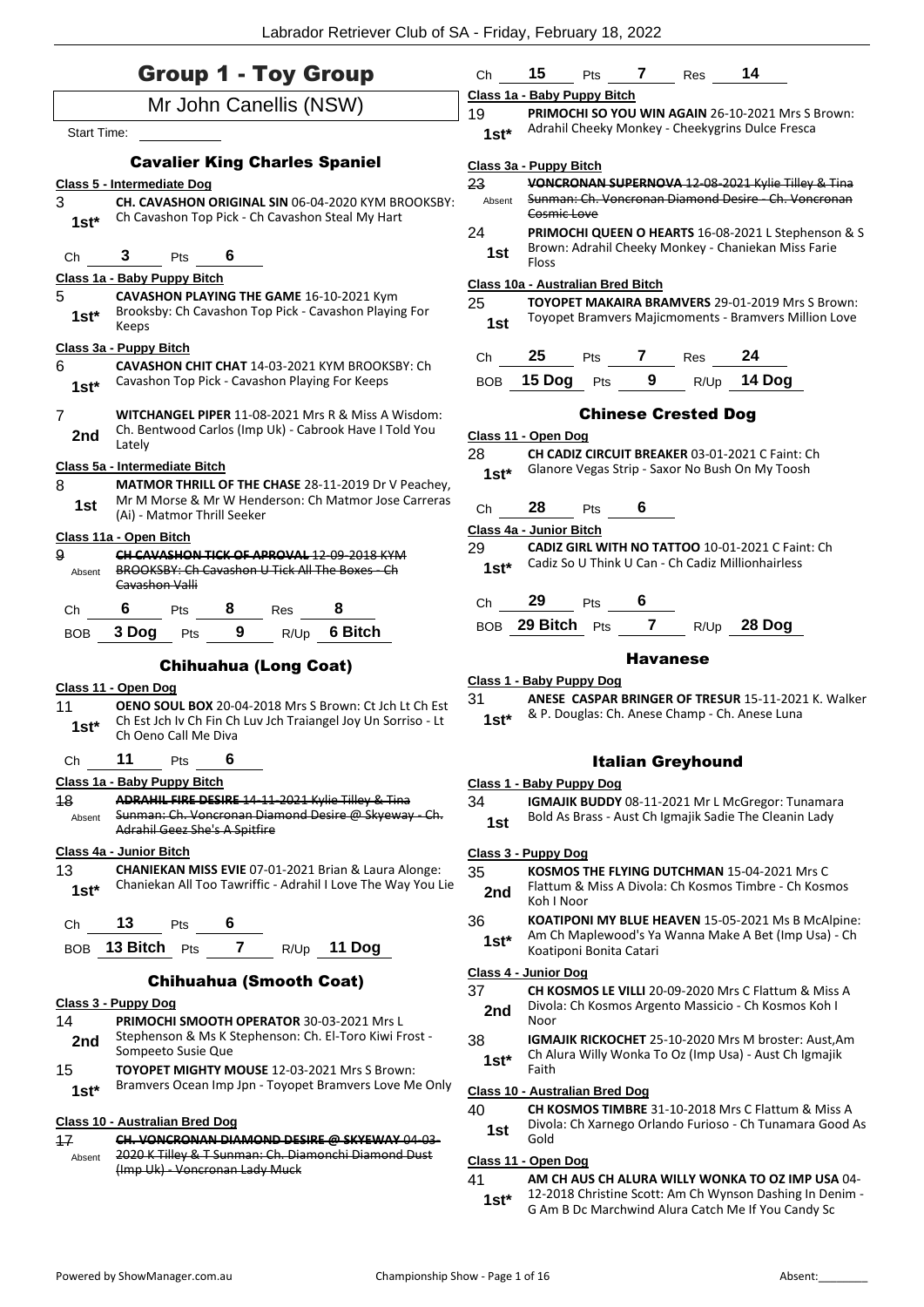# Group 1 - Toy Group

Mr John Canellis (NSW)

Start Time:

### Cavalier King Charles Spaniel

**Class 5 - Intermediate Dog**

3 — 1st* — **CH. CAVASHON ORIGINAL SIN** 06-04-2020 KYM BROOKSBY: Ch Cavashon Top Pick - Ch Cavashon Steal My Hart

Ch 3 Pts 6

**Class 1a - Baby Puppy Bitch**

5 — 1st* — **CAVASHON PLAYING THE GAME** 16-10-2021 Kym Brooksby: Ch Cavashon Top Pick - Cavashon Playing For Keeps

**Class 3a - Puppy Bitch**

6 — 1st* — **CAVASHON CHIT CHAT** 14-03-2021 KYM BROOKSBY: Ch Cavashon Top Pick - Cavashon Playing For Keeps

7 — 2nd — **WITCHANGEL PIPER** 11-08-2021 Mrs R & Miss A Wisdom: Ch. Bentwood Carlos (Imp Uk) - Cabrook Have I Told You Lately

**Class 5a - Intermediate Bitch**

8 — 1st — **MATMOR THRILL OF THE CHASE** 28-11-2019 Dr V Peachey, Mr M Morse & Mr W Henderson: Ch Matmor Jose Carreras (Ai) - Matmor Thrill Seeker

**Class 11a - Open Bitch**

~~9 — Absent — **CH CAVASHON TICK OF APROVAL** 12-09-2018 KYM BROOKSBY: Ch Cavashon U Tick All The Boxes - Ch Cavashon Valli~~

Ch 6 Pts 8 Res 8

BOB 3 Dog Pts 9 R/Up 6 Bitch

### Chihuahua (Long Coat)

**Class 11 - Open Dog**

11 — 1st* — **OENO SOUL BOX** 20-04-2018 Mrs S Brown: Ct Jch Lt Ch Est Ch Est Jch Iv Ch Fin Ch Luv Jch Traiangel Joy Un Sorriso - Lt Ch Oeno Call Me Diva

Ch 11 Pts 6

**Class 1a - Baby Puppy Bitch**

~~18 — Absent — **ADRAHIL FIRE DESIRE** 14-11-2021 Kylie Tilley & Tina Sunman: Ch. Voncronan Diamond Desire @ Skyeway - Ch. Adrahil Geez She's A Spitfire~~

**Class 4a - Junior Bitch**

13 — 1st* — **CHANIEKAN MISS EVIE** 07-01-2021 Brian & Laura Alonge: Chaniekan All Too Tawriffic - Adrahil I Love The Way You Lie

Ch 13 Pts 6

BOB 13 Bitch Pts 7 R/Up 11 Dog

### Chihuahua (Smooth Coat)

**Class 3 - Puppy Dog**

14 — 2nd — **PRIMOCHI SMOOTH OPERATOR** 30-03-2021 Mrs L Stephenson & Ms K Stephenson: Ch. El-Toro Kiwi Frost - Sompeeto Susie Que

15 — 1st* — **TOYOPET MIGHTY MOUSE** 12-03-2021 Mrs S Brown: Bramvers Ocean Imp Jpn - Toyopet Bramvers Love Me Only

**Class 10 - Australian Bred Dog**

~~17 — Absent — **CH. VONCRONAN DIAMOND DESIRE @ SKYEWAY** 04-03-2020 K Tilley & T Sunman: Ch. Diamonchi Diamond Dust (Imp Uk) - Voncronan Lady Muck~~

Ch 15 Pts 7 Res 14

**Class 1a - Baby Puppy Bitch**

19 — 1st* — **PRIMOCHI SO YOU WIN AGAIN** 26-10-2021 Mrs S Brown: Adrahil Cheeky Monkey - Cheekygrins Dulce Fresca

**Class 3a - Puppy Bitch**

~~23 — Absent — **VONCRONAN SUPERNOVA** 12-08-2021 Kylie Tilley & Tina Sunman: Ch. Voncronan Diamond Desire - Ch. Voncronan Cosmic Love~~

24 — 1st — **PRIMOCHI QUEEN O HEARTS** 16-08-2021 L Stephenson & S Brown: Adrahil Cheeky Monkey - Chaniekan Miss Farie Floss

**Class 10a - Australian Bred Bitch**

25 — 1st — **TOYOPET MAKAIRA BRAMVERS** 29-01-2019 Mrs S Brown: Toyopet Bramvers Majicmoments - Bramvers Million Love

Ch 25 Pts 7 Res 24

BOB 15 Dog Pts 9 R/Up 14 Dog

### Chinese Crested Dog

**Class 11 - Open Dog**

28 — 1st* — **CH CADIZ CIRCUIT BREAKER** 03-01-2021 C Faint: Ch Glanore Vegas Strip - Saxor No Bush On My Toosh

Ch 28 Pts 6

**Class 4a - Junior Bitch**

29 — 1st* — **CADIZ GIRL WITH NO TATTOO** 10-01-2021 C Faint: Ch Cadiz So U Think U Can - Ch Cadiz Millionhairless

Ch 29 Pts 6

BOB 29 Bitch Pts 7 R/Up 28 Dog

### Havanese

**Class 1 - Baby Puppy Dog**

31 — 1st* — **ANESE CASPAR BRINGER OF TRESUR** 15-11-2021 K. Walker & P. Douglas: Ch. Anese Champ - Ch. Anese Luna

### Italian Greyhound

**Class 1 - Baby Puppy Dog**

34 — 1st — **IGMAJIK BUDDY** 08-11-2021 Mr L McGregor: Tunamara Bold As Brass - Aust Ch Igmajik Sadie The Cleanin Lady

**Class 3 - Puppy Dog**

35 — 2nd — **KOSMOS THE FLYING DUTCHMAN** 15-04-2021 Mrs C Flattum & Miss A Divola: Ch Kosmos Timbre - Ch Kosmos Koh I Noor

36 — 1st* — **KOATIPONI MY BLUE HEAVEN** 15-05-2021 Ms B McAlpine: Am Ch Maplewood's Ya Wanna Make A Bet (Imp Usa) - Ch Koatiponi Bonita Catari

**Class 4 - Junior Dog**

37 — 2nd — **CH KOSMOS LE VILLI** 20-09-2020 Mrs C Flattum & Miss A Divola: Ch Kosmos Argento Massicio - Ch Kosmos Koh I Noor

38 — 1st* — **IGMAJIK RICKOCHET** 25-10-2020 Mrs M broster: Aust,Am Ch Alura Willy Wonka To Oz (Imp Usa) - Aust Ch Igmajik Faith

**Class 10 - Australian Bred Dog**

40 — 1st — **CH KOSMOS TIMBRE** 31-10-2018 Mrs C Flattum & Miss A Divola: Ch Xarnego Orlando Furioso - Ch Tunamara Good As Gold

**Class 11 - Open Dog**

41 — 1st* — **AM CH AUS CH ALURA WILLY WONKA TO OZ IMP USA** 04-12-2018 Christine Scott: Am Ch Wynson Dashing In Denim - G Am B Dc Marchwind Alura Catch Me If You Candy Sc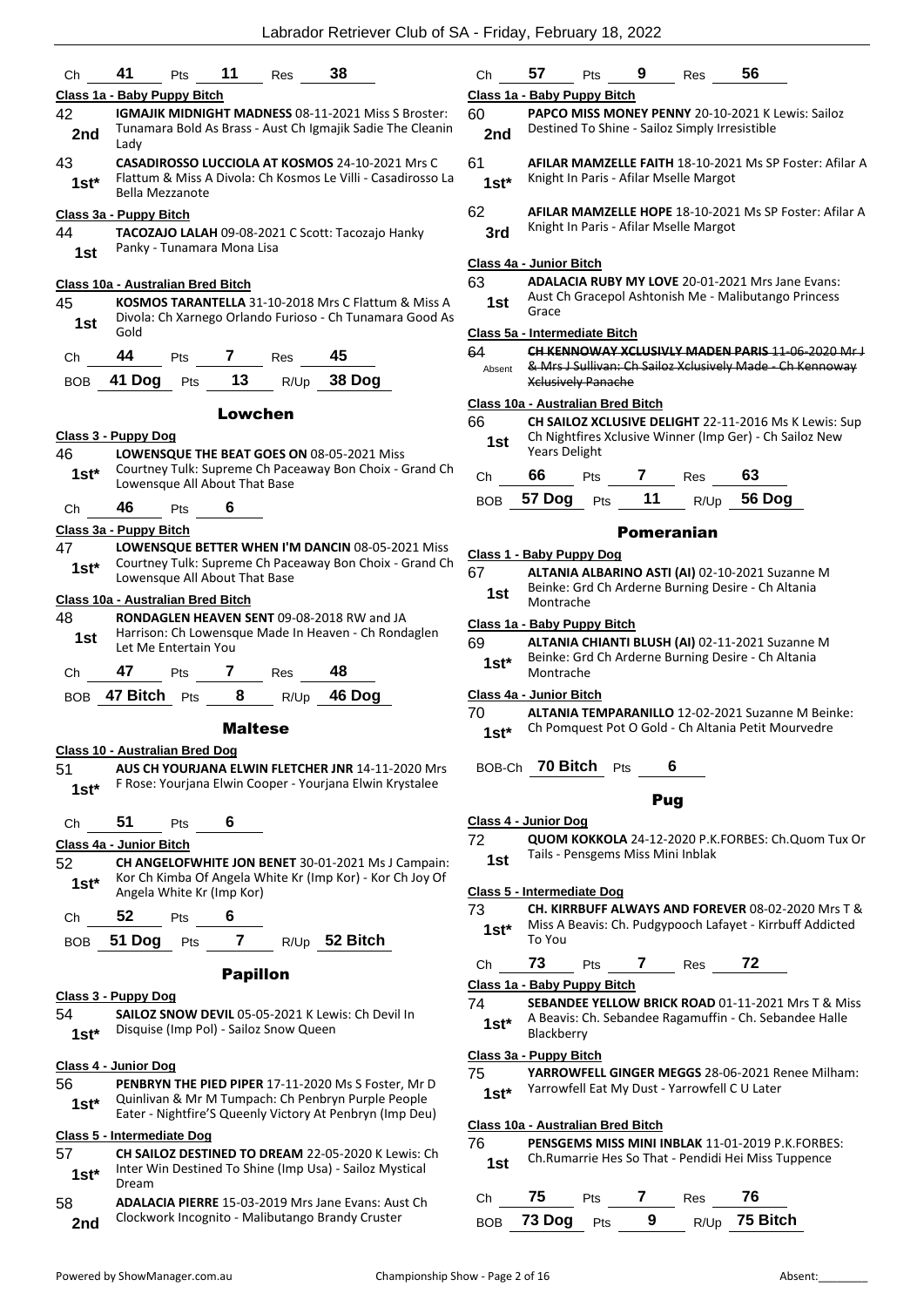| Ch | 41 | Pts | 11 | Res | 38 |
|---|---|---|---|---|---|

**Class 1a - Baby Puppy Bitch**

42 **IGMAJIK MIDNIGHT MADNESS** 08-11-2021 Miss S Broster: Tunamara Bold As Brass - Aust Ch Igmajik Sadie The Cleanin Lady
**2nd**

43 **CASADIROSSO LUCCIOLA AT KOSMOS** 24-10-2021 Mrs C Flattum & Miss A Divola: Ch Kosmos Le Villi - Casadirosso La Bella Mezzanote
**1st***

**Class 3a - Puppy Bitch**

44 **TACOZAJO LALAH** 09-08-2021 C Scott: Tacozajo Hanky Panky - Tunamara Mona Lisa
**1st**

**Class 10a - Australian Bred Bitch**

45 **KOSMOS TARANTELLA** 31-10-2018 Mrs C Flattum & Miss A Divola: Ch Xarnego Orlando Furioso - Ch Tunamara Good As Gold
**1st**

| Ch | 44 | Pts | 7 | Res | 45 |
|---|---|---|---|---|---|
| BOB | 41 Dog | Pts | 13 | R/Up | 38 Dog |

## Lowchen

**Class 3 - Puppy Dog**

46 **LOWENSQUE THE BEAT GOES ON** 08-05-2021 Miss Courtney Tulk: Supreme Ch Paceaway Bon Choix - Grand Ch Lowensque All About That Base
**1st***

| Ch | 46 | Pts | 6 |
|---|---|---|---|

**Class 3a - Puppy Bitch**

47 **LOWENSQUE BETTER WHEN I'M DANCIN** 08-05-2021 Miss Courtney Tulk: Supreme Ch Paceaway Bon Choix - Grand Ch Lowensque All About That Base
**1st***

**Class 10a - Australian Bred Bitch**

48 **RONDAGLEN HEAVEN SENT** 09-08-2018 RW and JA Harrison: Ch Lowensque Made In Heaven - Ch Rondaglen Let Me Entertain You
**1st**

| Ch | 47 | Pts | 7 | Res | 48 |
|---|---|---|---|---|---|
| BOB | 47 Bitch | Pts | 8 | R/Up | 46 Dog |

## Maltese

**Class 10 - Australian Bred Dog**

51 **AUS CH YOURJANA ELWIN FLETCHER JNR** 14-11-2020 Mrs F Rose: Yourjana Elwin Cooper - Yourjana Elwin Krystalee
**1st***

| Ch | 51 | Pts | 6 |
|---|---|---|---|

**Class 4a - Junior Bitch**

52 **CH ANGELOFWHITE JON BENET** 30-01-2021 Ms J Campain: Kor Ch Kimba Of Angela White Kr (Imp Kor) - Kor Ch Joy Of Angela White Kr (Imp Kor)
**1st***

| Ch | 52 | Pts | 6 | | |
|---|---|---|---|---|---|
| BOB | 51 Dog | Pts | 7 | R/Up | 52 Bitch |

## Papillon

**Class 3 - Puppy Dog**

54 **SAILOZ SNOW DEVIL** 05-05-2021 K Lewis: Ch Devil In Disquise (Imp Pol) - Sailoz Snow Queen
**1st***

**Class 4 - Junior Dog**

56 **PENBRYN THE PIED PIPER** 17-11-2020 Ms S Foster, Mr D Quinlivan & Mr M Tumpach: Ch Penbryn Purple People Eater - Nightfire'S Queenly Victory At Penbryn (Imp Deu)
**1st***

**Class 5 - Intermediate Dog**

57 **CH SAILOZ DESTINED TO DREAM** 22-05-2020 K Lewis: Ch Inter Win Destined To Shine (Imp Usa) - Sailoz Mystical Dream
**1st***

58 **ADALACIA PIERRE** 15-03-2019 Mrs Jane Evans: Aust Ch Clockwork Incognito - Malibutango Brandy Cruster
**2nd**

| Ch | 57 | Pts | 9 | Res | 56 |
|---|---|---|---|---|---|

**Class 1a - Baby Puppy Bitch**

60 **PAPCO MISS MONEY PENNY** 20-10-2021 K Lewis: Sailoz Destined To Shine - Sailoz Simply Irresistible
**2nd**

61 **AFILAR MAMZELLE FAITH** 18-10-2021 Ms SP Foster: Afilar A Knight In Paris - Afilar Mselle Margot
**1st***

62 **AFILAR MAMZELLE HOPE** 18-10-2021 Ms SP Foster: Afilar A Knight In Paris - Afilar Mselle Margot
**3rd**

**Class 4a - Junior Bitch**

63 **ADALACIA RUBY MY LOVE** 20-01-2021 Mrs Jane Evans: Aust Ch Gracepol Ashtonish Me - Malibutango Princess Grace
**1st**

**Class 5a - Intermediate Bitch**

64 ~~**CH KENNOWAY XCLUSIVLY MADEN PARIS** 11-06-2020 Mr J & Mrs J Sullivan: Ch Sailoz Xclusively Made - Ch Kennoway Xclusively Panache~~
Absent

**Class 10a - Australian Bred Bitch**

66 **CH SAILOZ XCLUSIVE DELIGHT** 22-11-2016 Ms K Lewis: Sup Ch Nightfires Xclusive Winner (Imp Ger) - Ch Sailoz New Years Delight
**1st**

| Ch | 66 | Pts | 7 | Res | 63 |
|---|---|---|---|---|---|
| BOB | 57 Dog | Pts | 11 | R/Up | 56 Dog |

## Pomeranian

**Class 1 - Baby Puppy Dog**

67 **ALTANIA ALBARINO ASTI (AI)** 02-10-2021 Suzanne M Beinke: Grd Ch Arderne Burning Desire - Ch Altania Montrache
**1st**

**Class 1a - Baby Puppy Bitch**

69 **ALTANIA CHIANTI BLUSH (AI)** 02-11-2021 Suzanne M Beinke: Grd Ch Arderne Burning Desire - Ch Altania Montrache
**1st***

**Class 4a - Junior Bitch**

70 **ALTANIA TEMPARANILLO** 12-02-2021 Suzanne M Beinke: Ch Pomquest Pot O Gold - Ch Altania Petit Mourvedre
**1st***

| BOB-Ch | 70 Bitch | Pts | 6 |
|---|---|---|---|

## Pug

**Class 4 - Junior Dog**

72 **QUOM KOKKOLA** 24-12-2020 P.K.FORBES: Ch.Quom Tux Or Tails - Pensgems Miss Mini Inblak
**1st**

**Class 5 - Intermediate Dog**

73 **CH. KIRRBUFF ALWAYS AND FOREVER** 08-02-2020 Mrs T & Miss A Beavis: Ch. Pudgypooch Lafayet - Kirrbuff Addicted To You
**1st***

| Ch | 73 | Pts | 7 | Res | 72 |
|---|---|---|---|---|---|

**Class 1a - Baby Puppy Bitch**

74 **SEBANDEE YELLOW BRICK ROAD** 01-11-2021 Mrs T & Miss A Beavis: Ch. Sebandee Ragamuffin - Ch. Sebandee Halle Blackberry
**1st***

**Class 3a - Puppy Bitch**

75 **YARROWFELL GINGER MEGGS** 28-06-2021 Renee Milham: Yarrowfell Eat My Dust - Yarrowfell C U Later
**1st***

**Class 10a - Australian Bred Bitch**

76 **PENSGEMS MISS MINI INBLAK** 11-01-2019 P.K.FORBES: Ch.Rumarrie Hes So That - Pendidi Hei Miss Tuppence
**1st**

| Ch | 75 | Pts | 7 | Res | 76 |
|---|---|---|---|---|---|
| BOB | 73 Dog | Pts | 9 | R/Up | 75 Bitch |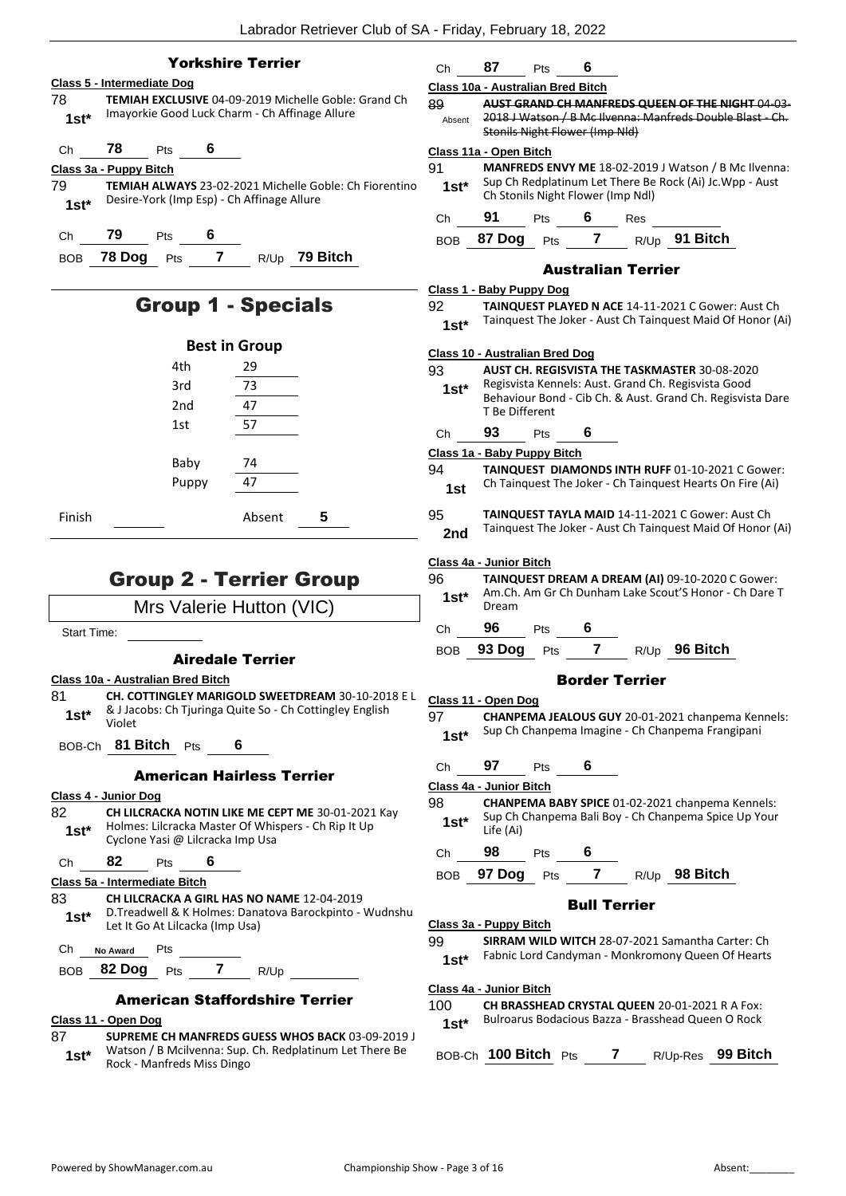### Yorkshire Terrier

**Class 5 - Intermediate Dog**

78 **1st*** **TEMIAH EXCLUSIVE** 04-09-2019 Michelle Goble: Grand Ch Imayorkie Good Luck Charm - Ch Affinage Allure

Ch **78** Pts **6**

**Class 3a - Puppy Bitch**

79 **1st*** **TEMIAH ALWAYS** 23-02-2021 Michelle Goble: Ch Fiorentino Desire-York (Imp Esp) - Ch Affinage Allure

Ch **79** Pts **6**

BOB **78 Dog** Pts **7** R/Up **79 Bitch**

## Group 1 - Specials

**Best in Group**

| | |
|---|---|
| 4th | 29 |
| 3rd | 73 |
| 2nd | 47 |
| 1st | 57 |
| Baby | 74 |
| Puppy | 47 |

Finish Absent **5**

## Group 2 - Terrier Group

Mrs Valerie Hutton (VIC)

Start Time:

### Airedale Terrier

**Class 10a - Australian Bred Bitch**

81 **1st*** **CH. COTTINGLEY MARIGOLD SWEETDREAM** 30-10-2018 E L & J Jacobs: Ch Tjuringa Quite So - Ch Cottingley English Violet

BOB-Ch **81 Bitch** Pts **6**

### American Hairless Terrier

**Class 4 - Junior Dog**

82 **1st*** **CH LILCRACKA NOTIN LIKE ME CEPT ME** 30-01-2021 Kay Holmes: Lilcracka Master Of Whispers - Ch Rip It Up Cyclone Yasi @ Lilcracka Imp Usa

Ch **82** Pts **6**

**Class 5a - Intermediate Bitch**

83 **1st*** **CH LILCRACKA A GIRL HAS NO NAME** 12-04-2019 D.Treadwell & K Holmes: Danatova Barockpinto - Wudnshu Let It Go At Lilcacka (Imp Usa)

Ch **No Award** Pts

BOB **82 Dog** Pts **7** R/Up

### American Staffordshire Terrier

**Class 11 - Open Dog**

87 **1st*** **SUPREME CH MANFREDS GUESS WHOS BACK** 03-09-2019 J Watson / B Mcilvenna: Sup. Ch. Redplatinum Let There Be Rock - Manfreds Miss Dingo

Ch **87** Pts **6**

**Class 10a - Australian Bred Bitch**

89 Absent ~~**AUST GRAND CH MANFREDS QUEEN OF THE NIGHT** 04-03-2018 J Watson / B Mc Ilvenna: Manfreds Double Blast - Ch. Stonils Night Flower (Imp Nld)~~

**Class 11a - Open Bitch**

91 **1st*** **MANFREDS ENVY ME** 18-02-2019 J Watson / B Mc Ilvenna: Sup Ch Redplatinum Let There Be Rock (Ai) Jc.Wpp - Aust Ch Stonils Night Flower (Imp Ndl)

Ch **91** Pts **6** Res

BOB **87 Dog** Pts **7** R/Up **91 Bitch**

### Australian Terrier

**Class 1 - Baby Puppy Dog**

92 **1st*** **TAINQUEST PLAYED N ACE** 14-11-2021 C Gower: Aust Ch Tainquest The Joker - Aust Ch Tainquest Maid Of Honor (Ai)

**Class 10 - Australian Bred Dog**

93 **1st*** **AUST CH. REGISVISTA THE TASKMASTER** 30-08-2020 Regisvista Kennels: Aust. Grand Ch. Regisvista Good Behaviour Bond - Cib Ch. & Aust. Grand Ch. Regisvista Dare T Be Different

Ch **93** Pts **6**

**Class 1a - Baby Puppy Bitch**

94 **1st** **TAINQUEST DIAMONDS INTH RUFF** 01-10-2021 C Gower: Ch Tainquest The Joker - Ch Tainquest Hearts On Fire (Ai)

95 **2nd** **TAINQUEST TAYLA MAID** 14-11-2021 C Gower: Aust Ch Tainquest The Joker - Aust Ch Tainquest Maid Of Honor (Ai)

**Class 4a - Junior Bitch**

96 **1st*** **TAINQUEST DREAM A DREAM (AI)** 09-10-2020 C Gower: Am.Ch. Am Gr Ch Dunham Lake Scout'S Honor - Ch Dare T Dream

Ch **96** Pts **6**

BOB **93 Dog** Pts **7** R/Up **96 Bitch**

### Border Terrier

**Class 11 - Open Dog**

97 **1st*** **CHANPEMA JEALOUS GUY** 20-01-2021 chanpema Kennels: Sup Ch Chanpema Imagine - Ch Chanpema Frangipani

Ch **97** Pts **6**

**Class 4a - Junior Bitch**

98 **1st*** **CHANPEMA BABY SPICE** 01-02-2021 chanpema Kennels: Sup Ch Chanpema Bali Boy - Ch Chanpema Spice Up Your Life (Ai)

Ch **98** Pts **6**

BOB **97 Dog** Pts **7** R/Up **98 Bitch**

### Bull Terrier

**Class 3a - Puppy Bitch**

99 **1st*** **SIRRAM WILD WITCH** 28-07-2021 Samantha Carter: Ch Fabnic Lord Candyman - Monkromony Queen Of Hearts

**Class 4a - Junior Bitch**

100 **1st*** **CH BRASSHEAD CRYSTAL QUEEN** 20-01-2021 R A Fox: Bulroarus Bodacious Bazza - Brasshead Queen O Rock

BOB-Ch **100 Bitch** Pts **7** R/Up-Res **99 Bitch**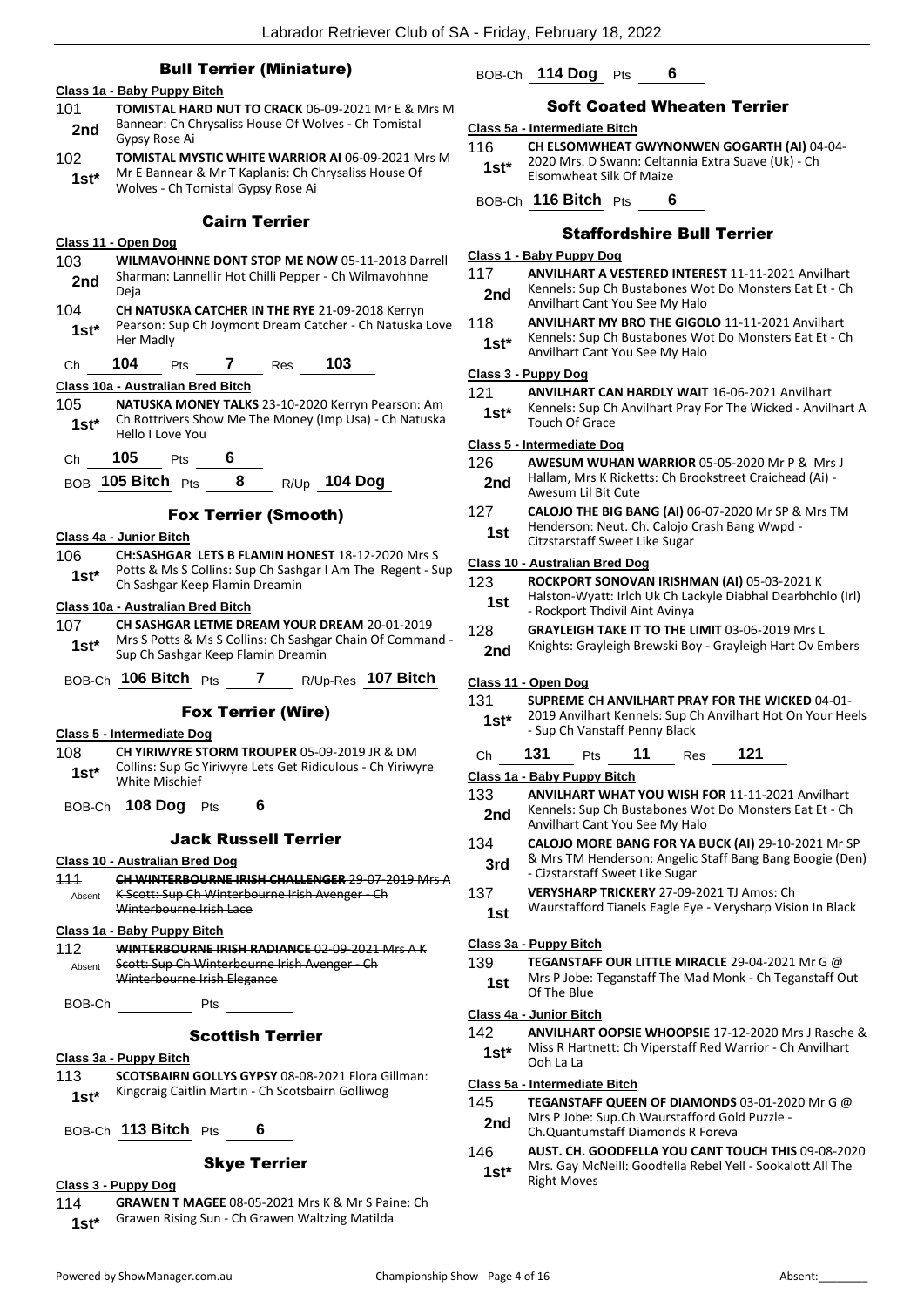## Bull Terrier (Miniature)

**Class 1a - Baby Puppy Bitch**

101 **TOMISTAL HARD NUT TO CRACK** 06-09-2021 Mr E & Mrs M Bannear: Ch Chrysaliss House Of Wolves - Ch Tomistal Gypsy Rose Ai
**2nd**

102 **TOMISTAL MYSTIC WHITE WARRIOR AI** 06-09-2021 Mrs M Mr E Bannear & Mr T Kaplanis: Ch Chrysaliss House Of Wolves - Ch Tomistal Gypsy Rose Ai
**1st\***

## Cairn Terrier

**Class 11 - Open Dog**

103 **WILMAVOHNNE DONT STOP ME NOW** 05-11-2018 Darrell Sharman: Lannellir Hot Chilli Pepper - Ch Wilmavohhne Deja
**2nd**

104 **CH NATUSKA CATCHER IN THE RYE** 21-09-2018 Kerryn Pearson: Sup Ch Joymont Dream Catcher - Ch Natuska Love Her Madly
**1st\***

Ch **104** Pts **7** Res **103**

**Class 10a - Australian Bred Bitch**

105 **NATUSKA MONEY TALKS** 23-10-2020 Kerryn Pearson: Am Ch Rottrivers Show Me The Money (Imp Usa) - Ch Natuska Hello I Love You
**1st\***

Ch **105** Pts **6**

BOB **105 Bitch** Pts **8** R/Up **104 Dog**

## Fox Terrier (Smooth)

**Class 4a - Junior Bitch**

106 **CH:SASHGAR LETS B FLAMIN HONEST** 18-12-2020 Mrs S Potts & Ms S Collins: Sup Ch Sashgar I Am The Regent - Sup Ch Sashgar Keep Flamin Dreamin
**1st\***

**Class 10a - Australian Bred Bitch**

107 **CH SASHGAR LETME DREAM YOUR DREAM** 20-01-2019 Mrs S Potts & Ms S Collins: Ch Sashgar Chain Of Command - Sup Ch Sashgar Keep Flamin Dreamin
**1st\***

BOB-Ch **106 Bitch** Pts **7** R/Up-Res **107 Bitch**

## Fox Terrier (Wire)

**Class 5 - Intermediate Dog**

108 **CH YIRIWYRE STORM TROUPER** 05-09-2019 JR & DM Collins: Sup Gc Yiriwyre Lets Get Ridiculous - Ch Yiriwyre White Mischief
**1st\***

BOB-Ch **108 Dog** Pts **6**

## Jack Russell Terrier

**Class 10 - Australian Bred Dog**

111 ~~**CH WINTERBOURNE IRISH CHALLENGER** 29-07-2019 Mrs A K Scott: Sup Ch Winterbourne Irish Avenger - Ch Winterbourne Irish Lace~~
Absent

**Class 1a - Baby Puppy Bitch**

112 ~~**WINTERBOURNE IRISH RADIANCE** 02-09-2021 Mrs A K Scott: Sup Ch Winterbourne Irish Avenger - Ch Winterbourne Irish Elegance~~
Absent

BOB-Ch ______ Pts ______

## Scottish Terrier

**Class 3a - Puppy Bitch**

113 **SCOTSBAIRN GOLLYS GYPSY** 08-08-2021 Flora Gillman: Kingcraig Caitlin Martin - Ch Scotsbairn Golliwog
**1st\***

BOB-Ch **113 Bitch** Pts **6**

## Skye Terrier

**Class 3 - Puppy Dog**

114 **GRAWEN T MAGEE** 08-05-2021 Mrs K & Mr S Paine: Ch Grawen Rising Sun - Ch Grawen Waltzing Matilda
**1st\***

BOB-Ch **114 Dog** Pts **6**

## Soft Coated Wheaten Terrier

**Class 5a - Intermediate Bitch**

116 **CH ELSOMWHEAT GWYNONWEN GOGARTH (AI)** 04-04-2020 Mrs. D Swann: Celtannia Extra Suave (Uk) - Ch Elsomwheat Silk Of Maize
**1st\***

BOB-Ch **116 Bitch** Pts **6**

## Staffordshire Bull Terrier

**Class 1 - Baby Puppy Dog**

117 **ANVILHART A VESTERED INTEREST** 11-11-2021 Anvilhart Kennels: Sup Ch Bustabones Wot Do Monsters Eat Et - Ch Anvilhart Cant You See My Halo
**2nd**

118 **ANVILHART MY BRO THE GIGOLO** 11-11-2021 Anvilhart Kennels: Sup Ch Bustabones Wot Do Monsters Eat Et - Ch Anvilhart Cant You See My Halo
**1st\***

**Class 3 - Puppy Dog**

121 **ANVILHART CAN HARDLY WAIT** 16-06-2021 Anvilhart Kennels: Sup Ch Anvilhart Pray For The Wicked - Anvilhart A Touch Of Grace
**1st\***

**Class 5 - Intermediate Dog**

126 **AWESUM WUHAN WARRIOR** 05-05-2020 Mr P & Mrs J Hallam, Mrs K Ricketts: Ch Brookstreet Craichead (Ai) - Awesum Lil Bit Cute
**2nd**

127 **CALOJO THE BIG BANG (AI)** 06-07-2020 Mr SP & Mrs TM Henderson: Neut. Ch. Calojo Crash Bang Wwpd - Citzstarstaff Sweet Like Sugar
**1st**

**Class 10 - Australian Bred Dog**

123 **ROCKPORT SONOVAN IRISHMAN (AI)** 05-03-2021 K Halston-Wyatt: Irlch Uk Ch Lackyle Diabhal Dearbhchlo (Irl) - Rockport Thdivil Aint Avinya
**1st**

128 **GRAYLEIGH TAKE IT TO THE LIMIT** 03-06-2019 Mrs L Knights: Grayleigh Brewski Boy - Grayleigh Hart Ov Embers
**2nd**

**Class 11 - Open Dog**

131 **SUPREME CH ANVILHART PRAY FOR THE WICKED** 04-01-2019 Anvilhart Kennels: Sup Ch Anvilhart Hot On Your Heels - Sup Ch Vanstaff Penny Black
**1st\***

Ch **131** Pts **11** Res **121**

**Class 1a - Baby Puppy Bitch**

133 **ANVILHART WHAT YOU WISH FOR** 11-11-2021 Anvilhart Kennels: Sup Ch Bustabones Wot Do Monsters Eat Et - Ch Anvilhart Cant You See My Halo
**2nd**

134 **CALOJO MORE BANG FOR YA BUCK (AI)** 29-10-2021 Mr SP & Mrs TM Henderson: Angelic Staff Bang Bang Boogie (Den) - Cizstarstaff Sweet Like Sugar
**3rd**

137 **VERYSHARP TRICKERY** 27-09-2021 TJ Amos: Ch Waurstafford Tianels Eagle Eye - Verysharp Vision In Black
**1st**

**Class 3a - Puppy Bitch**

139 **TEGANSTAFF OUR LITTLE MIRACLE** 29-04-2021 Mr G @ Mrs P Jobe: Teganstaff The Mad Monk - Ch Teganstaff Out Of The Blue
**1st**

**Class 4a - Junior Bitch**

142 **ANVILHART OOPSIE WHOOPSIE** 17-12-2020 Mrs J Rasche & Miss R Hartnett: Ch Viperstaff Red Warrior - Ch Anvilhart Ooh La La
**1st\***

**Class 5a - Intermediate Bitch**

145 **TEGANSTAFF QUEEN OF DIAMONDS** 03-01-2020 Mr G @ Mrs P Jobe: Sup.Ch.Waurstafford Gold Puzzle - Ch.Quantumstaff Diamonds R Foreva
**2nd**

146 **AUST. CH. GOODFELLA YOU CANT TOUCH THIS** 09-08-2020 Mrs. Gay McNeill: Goodfella Rebel Yell - Sookalott All The Right Moves
**1st\***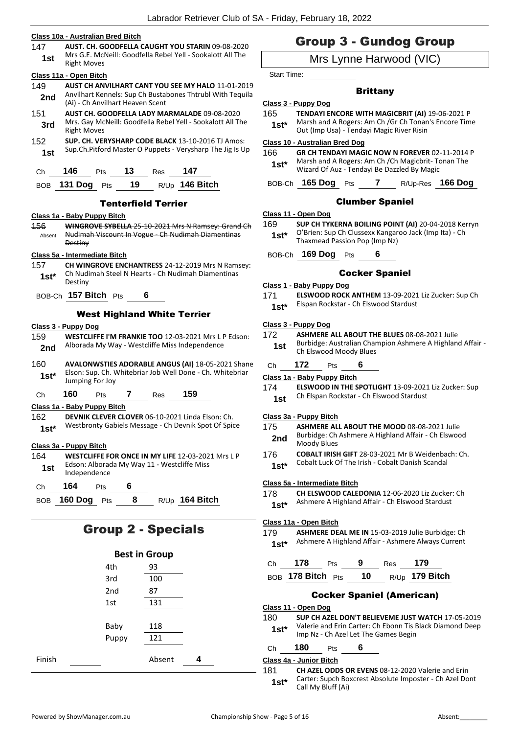#### Class 10a - Australian Bred Bitch

147 **AUST. CH. GOODFELLA CAUGHT YOU STARIN** 09-08-2020
**1st** Mrs G.E. McNeill: Goodfella Rebel Yell - Sookalott All The Right Moves

#### Class 11a - Open Bitch

149 **AUST CH ANVILHART CANT YOU SEE MY HALO** 11-01-2019
**2nd** Anvilhart Kennels: Sup Ch Bustabones Thtrubl With Tequila (Ai) - Ch Anvilhart Heaven Scent

151 **AUST CH. GOODFELLA LADY MARMALADE** 09-08-2020
**3rd** Mrs. Gay McNeill: Goodfella Rebel Yell - Sookalott All The Right Moves

152 **SUP. CH. VERYSHARP CODE BLACK** 13-10-2016 TJ Amos:
**1st** Sup.Ch.Pitford Master O Puppets - Verysharp The Jig Is Up

Ch **146** Pts **13** Res **147**

BOB **131 Dog** Pts **19** R/Up **146 Bitch**

### Tenterfield Terrier

#### Class 1a - Baby Puppy Bitch

~~156 **WINGROVE SYBELLA** 25-10-2021 Mrs N Ramsey: Grand Ch Nudimah Viscount In Vogue - Ch Nudimah Diamentinas Destiny~~
Absent

#### Class 5a - Intermediate Bitch

157 **CH WINGROVE ENCHANTRESS** 24-12-2019 Mrs N Ramsey:
**1st*** Ch Nudimah Steel N Hearts - Ch Nudimah Diamentinas Destiny

BOB-Ch **157 Bitch** Pts **6**

### West Highland White Terrier

#### Class 3 - Puppy Dog

159 **WESTCLIFFE I'M FRANKIE TOO** 12-03-2021 Mrs L P Edson:
**2nd** Alborada My Way - Westcliffe Miss Independence

160 **AVALONWSTIES ADORABLE ANGUS (AI)** 18-05-2021 Shane
**1st*** Elson: Sup. Ch. Whitebriar Job Well Done - Ch. Whitebriar Jumping For Joy

Ch **160** Pts **7** Res **159**

#### Class 1a - Baby Puppy Bitch

162 **DEVNIK CLEVER CLOVER** 06-10-2021 Linda Elson: Ch.
**1st*** Westbronty Gabiels Message - Ch Devnik Spot Of Spice

#### Class 3a - Puppy Bitch

164 **WESTCLIFFE FOR ONCE IN MY LIFE** 12-03-2021 Mrs L P
**1st** Edson: Alborada My Way 11 - Westcliffe Miss Independence

Ch **164** Pts **6**

BOB **160 Dog** Pts **8** R/Up **164 Bitch**

## Group 2 - Specials

**Best in Group**

| | |
|---|---|
| 4th | 93 |
| 3rd | 100 |
| 2nd | 87 |
| 1st | 131 |
| | |
| Baby | 118 |
| Puppy | 121 |

Finish ______ Absent **4**

## Group 3 - Gundog Group

### Mrs Lynne Harwood (VIC)

Start Time: ______

### Brittany

#### Class 3 - Puppy Dog

165 **TENDAYI ENCORE WITH MAGICBRIT (AI)** 19-06-2021 P
**1st*** Marsh and A Rogers: Am Ch /Gr Ch Tonan's Encore Time Out (Imp Usa) - Tendayi Magic River Risin

#### Class 10 - Australian Bred Dog

166 **GR CH TENDAYI MAGIC NOW N FOREVER** 02-11-2014 P
**1st*** Marsh and A Rogers: Am Ch /Ch Magicbrit- Tonan The Wizard Of Auz - Tendayi Be Dazzled By Magic

BOB-Ch **165 Dog** Pts **7** R/Up-Res **166 Dog**

### Clumber Spaniel

#### Class 11 - Open Dog

169 **SUP CH TYKERNA BOILING POINT (AI)** 20-04-2018 Kerryn
**1st*** O'Brien: Sup Ch Clussexx Kangaroo Jack (Imp Ita) - Ch Thaxmead Passion Pop (Imp Nz)

BOB-Ch **169 Dog** Pts **6**

### Cocker Spaniel

#### Class 1 - Baby Puppy Dog

171 **ELSWOOD ROCK ANTHEM** 13-09-2021 Liz Zucker: Sup Ch
**1st*** Elspan Rockstar - Ch Elswood Stardust

#### Class 3 - Puppy Dog

172 **ASHMERE ALL ABOUT THE BLUES** 08-08-2021 Julie
**1st** Burbidge: Australian Champion Ashmere A Highland Affair - Ch Elswood Moody Blues

Ch **172** Pts **6**

#### Class 1a - Baby Puppy Bitch

174 **ELSWOOD IN THE SPOTLIGHT** 13-09-2021 Liz Zucker: Sup
**1st** Ch Elspan Rockstar - Ch Elswood Stardust

#### Class 3a - Puppy Bitch

175 **ASHMERE ALL ABOUT THE MOOD** 08-08-2021 Julie
**2nd** Burbidge: Ch Ashmere A Highland Affair - Ch Elswood Moody Blues

176 **COBALT IRISH GIFT** 28-03-2021 Mr B Weidenbach: Ch.
**1st*** Cobalt Luck Of The Irish - Cobalt Danish Scandal

#### Class 5a - Intermediate Bitch

178 **CH ELSWOOD CALEDONIA** 12-06-2020 Liz Zucker: Ch
**1st*** Ashmere A Highland Affair - Ch Elswood Stardust

#### Class 11a - Open Bitch

179 **ASHMERE DEAL ME IN** 15-03-2019 Julie Burbidge: Ch
**1st*** Ashmere A Highland Affair - Ashmere Always Current

Ch **178** Pts **9** Res **179**

BOB **178 Bitch** Pts **10** R/Up **179 Bitch**

### Cocker Spaniel (American)

#### Class 11 - Open Dog

180 **SUP CH AZEL DON'T BELIEVEME JUST WATCH** 17-05-2019
**1st*** Valerie and Erin Carter: Ch Ebonn Tis Black Diamond Deep Imp Nz - Ch Azel Let The Games Begin

Ch **180** Pts **6**

#### Class 4a - Junior Bitch

181 **CH AZEL ODDS OR EVENS** 08-12-2020 Valerie and Erin
**1st*** Carter: Supch Boxcrest Absolute Imposter - Ch Azel Dont Call My Bluff (Ai)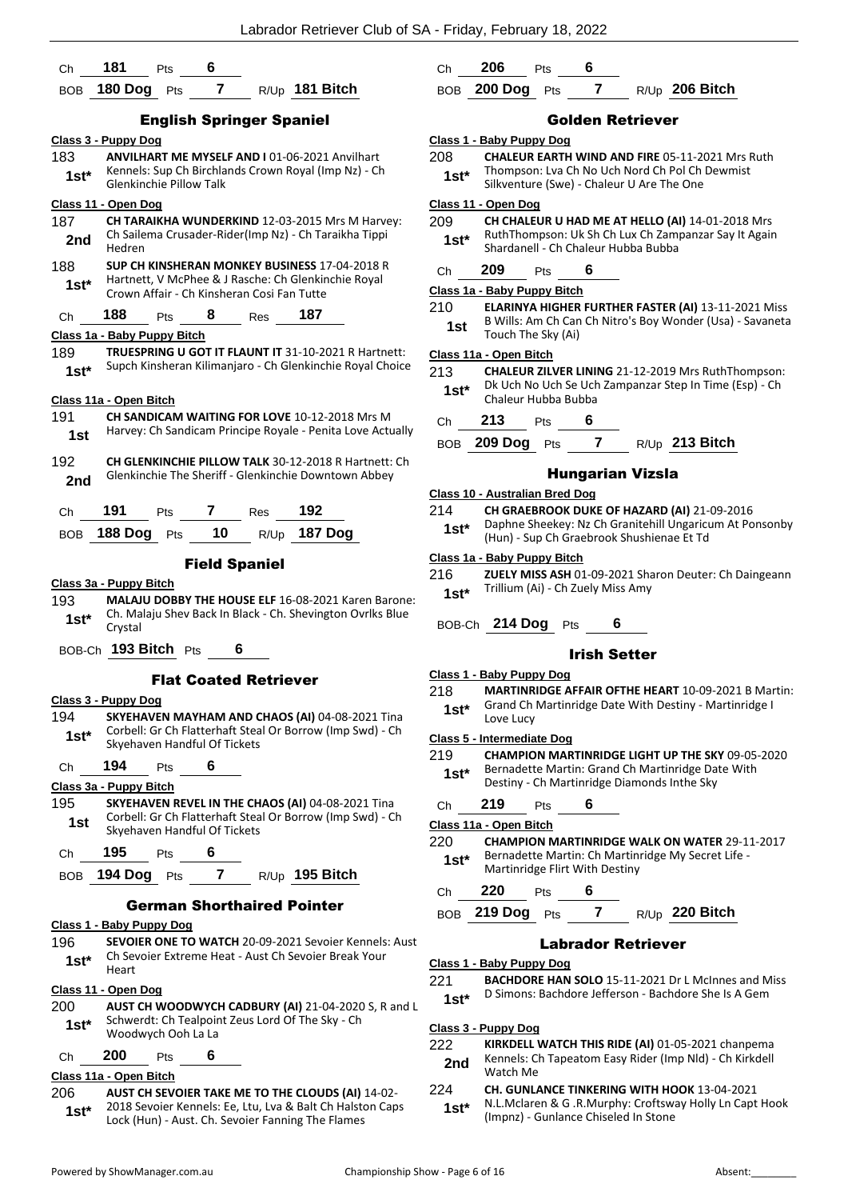Ch **181** Pts **6**

BOB **180 Dog** Pts **7** R/Up **181 Bitch**

## English Springer Spaniel

**Class 3 - Puppy Dog**

183 **ANVILHART ME MYSELF AND I** 01-06-2021 Anvilhart Kennels: Sup Ch Birchlands Crown Royal (Imp Nz) - Ch Glenkinchie Pillow Talk
**1st***

**Class 11 - Open Dog**

187 **CH TARAIKHA WUNDERKIND** 12-03-2015 Mrs M Harvey: Ch Sailema Crusader-Rider(Imp Nz) - Ch Taraikha Tippi Hedren
**2nd**

188 **SUP CH KINSHERAN MONKEY BUSINESS** 17-04-2018 R Hartnett, V McPhee & J Rasche: Ch Glenkinchie Royal Crown Affair - Ch Kinsheran Cosi Fan Tutte
**1st***

Ch **188** Pts **8** Res **187**

**Class 1a - Baby Puppy Bitch**

189 **TRUESPRING U GOT IT FLAUNT IT** 31-10-2021 R Hartnett: Supch Kinsheran Kilimanjaro - Ch Glenkinchie Royal Choice
**1st***

**Class 11a - Open Bitch**

191 **CH SANDICAM WAITING FOR LOVE** 10-12-2018 Mrs M Harvey: Ch Sandicam Principe Royale - Penita Love Actually
**1st**

192 **CH GLENKINCHIE PILLOW TALK** 30-12-2018 R Hartnett: Ch Glenkinchie The Sheriff - Glenkinchie Downtown Abbey
**2nd**

Ch **191** Pts **7** Res **192**

BOB **188 Dog** Pts **10** R/Up **187 Dog**

## Field Spaniel

**Class 3a - Puppy Bitch**

193 **MALAJU DOBBY THE HOUSE ELF** 16-08-2021 Karen Barone: Ch. Malaju Shev Back In Black - Ch. Shevington Ovrlks Blue Crystal
**1st***

BOB-Ch **193 Bitch** Pts **6**

## Flat Coated Retriever

**Class 3 - Puppy Dog**

194 **SKYEHAVEN MAYHAM AND CHAOS (AI)** 04-08-2021 Tina Corbell: Gr Ch Flatterhaft Steal Or Borrow (Imp Swd) - Ch Skyehaven Handful Of Tickets
**1st***

Ch **194** Pts **6**

**Class 3a - Puppy Bitch**

195 **SKYEHAVEN REVEL IN THE CHAOS (AI)** 04-08-2021 Tina Corbell: Gr Ch Flatterhaft Steal Or Borrow (Imp Swd) - Ch Skyehaven Handful Of Tickets
**1st**

Ch **195** Pts **6**

BOB **194 Dog** Pts **7** R/Up **195 Bitch**

## German Shorthaired Pointer

**Class 1 - Baby Puppy Dog**

196 **SEVOIER ONE TO WATCH** 20-09-2021 Sevoier Kennels: Aust Ch Sevoier Extreme Heat - Aust Ch Sevoier Break Your Heart
**1st***

**Class 11 - Open Dog**

200 **AUST CH WOODWYCH CADBURY (AI)** 21-04-2020 S, R and L Schwerdt: Ch Tealpoint Zeus Lord Of The Sky - Ch Woodwych Ooh La La
**1st***

Ch **200** Pts **6**

**Class 11a - Open Bitch**

206 **AUST CH SEVOIER TAKE ME TO THE CLOUDS (AI)** 14-02-2018 Sevoier Kennels: Ee, Ltu, Lva & Balt Ch Halston Caps Lock (Hun) - Aust. Ch. Sevoier Fanning The Flames
**1st***

Ch **206** Pts **6**

BOB **200 Dog** Pts **7** R/Up **206 Bitch**

## Golden Retriever

**Class 1 - Baby Puppy Dog**

208 **CHALEUR EARTH WIND AND FIRE** 05-11-2021 Mrs Ruth Thompson: Lva Ch No Uch Nord Ch Pol Ch Dewmist Silkventure (Swe) - Chaleur U Are The One
**1st***

**Class 11 - Open Dog**

209 **CH CHALEUR U HAD ME AT HELLO (AI)** 14-01-2018 Mrs RuthThompson: Uk Sh Ch Lux Ch Zampanzar Say It Again Shardanell - Ch Chaleur Hubba Bubba
**1st***

Ch **209** Pts **6**

**Class 1a - Baby Puppy Bitch**

210 **ELARINYA HIGHER FURTHER FASTER (AI)** 13-11-2021 Miss B Wills: Am Ch Can Ch Nitro's Boy Wonder (Usa) - Savaneta Touch The Sky (Ai)
**1st**

**Class 11a - Open Bitch**

213 **CHALEUR ZILVER LINING** 21-12-2019 Mrs RuthThompson: Dk Uch No Uch Se Uch Zampanzar Step In Time (Esp) - Ch Chaleur Hubba Bubba
**1st***

Ch **213** Pts **6**

BOB **209 Dog** Pts **7** R/Up **213 Bitch**

## Hungarian Vizsla

**Class 10 - Australian Bred Dog**

214 **CH GRAEBROOK DUKE OF HAZARD (AI)** 21-09-2016 Daphne Sheekey: Nz Ch Granitehill Ungaricum At Ponsonby (Hun) - Sup Ch Graebrook Shushienae Et Td
**1st***

**Class 1a - Baby Puppy Bitch**

216 **ZUELY MISS ASH** 01-09-2021 Sharon Deuter: Ch Daingeann Trillium (Ai) - Ch Zuely Miss Amy
**1st***

BOB-Ch **214 Dog** Pts **6**

## Irish Setter

**Class 1 - Baby Puppy Dog**

218 **MARTINRIDGE AFFAIR OFTHE HEART** 10-09-2021 B Martin: Grand Ch Martinridge Date With Destiny - Martinridge I Love Lucy
**1st***

**Class 5 - Intermediate Dog**

219 **CHAMPION MARTINRIDGE LIGHT UP THE SKY** 09-05-2020 Bernadette Martin: Grand Ch Martinridge Date With Destiny - Ch Martinridge Diamonds Inthe Sky
**1st***

Ch **219** Pts **6**

**Class 11a - Open Bitch**

220 **CHAMPION MARTINRIDGE WALK ON WATER** 29-11-2017 Bernadette Martin: Ch Martinridge My Secret Life - Martinridge Flirt With Destiny
**1st***

Ch **220** Pts **6**

BOB **219 Dog** Pts **7** R/Up **220 Bitch**

## Labrador Retriever

**Class 1 - Baby Puppy Dog**

221 **BACHDORE HAN SOLO** 15-11-2021 Dr L McInnes and Miss D Simons: Bachdore Jefferson - Bachdore She Is A Gem
**1st***

**Class 3 - Puppy Dog**

222 **KIRKDELL WATCH THIS RIDE (AI)** 01-05-2021 chanpema Kennels: Ch Tapeatom Easy Rider (Imp Nld) - Ch Kirkdell Watch Me
**2nd**

224 **CH. GUNLANCE TINKERING WITH HOOK** 13-04-2021 N.L.Mclaren & G .R.Murphy: Croftsway Holly Ln Capt Hook (Impnz) - Gunlance Chiseled In Stone
**1st***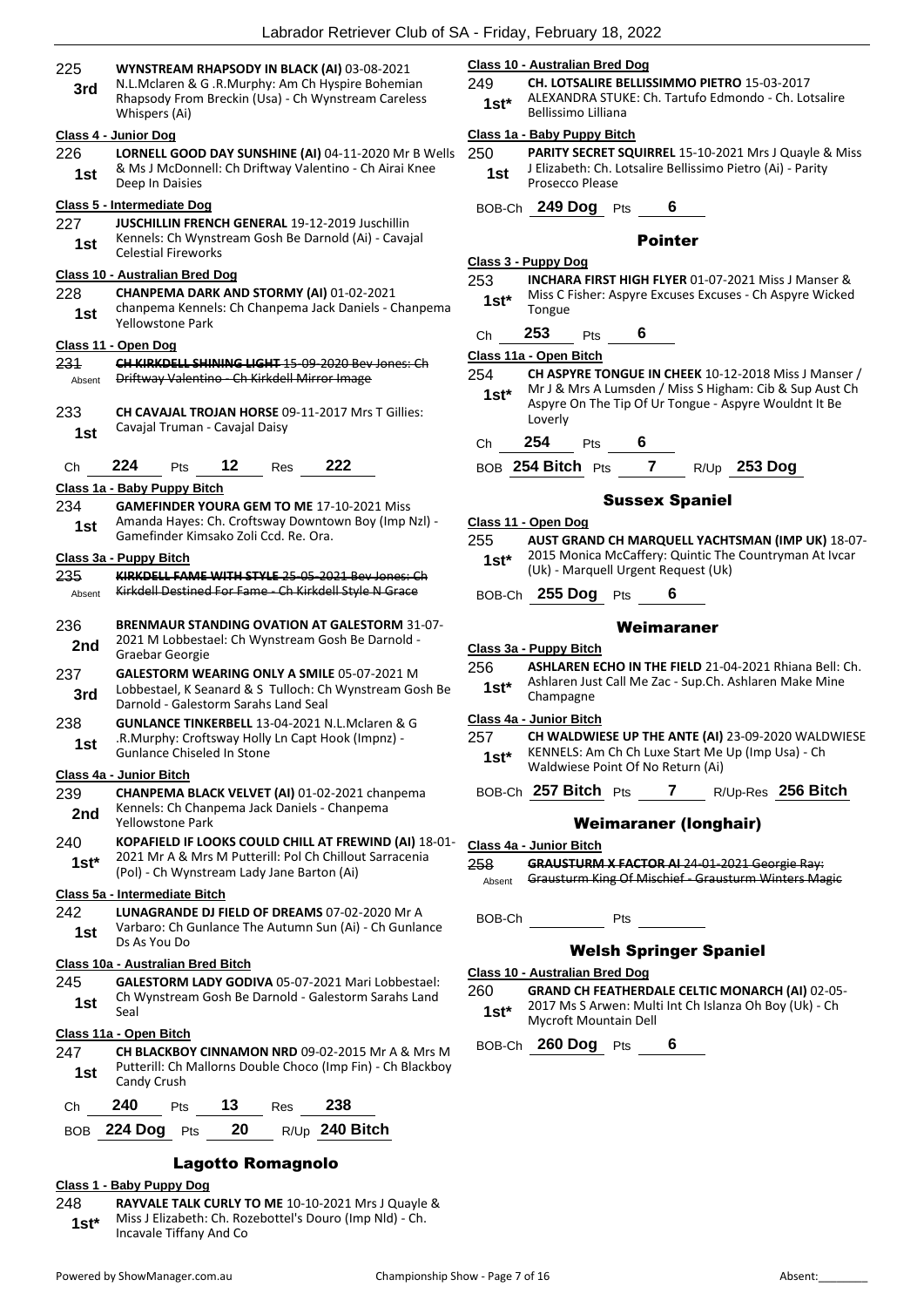225 **WYNSTREAM RHAPSODY IN BLACK (AI)** 03-08-2021 N.L.Mclaren & G .R.Murphy: Am Ch Hyspire Bohemian Rhapsody From Breckin (Usa) - Ch Wynstream Careless Whispers (Ai)
**3rd**

**Class 4 - Junior Dog**

226 **LORNELL GOOD DAY SUNSHINE (AI)** 04-11-2020 Mr B Wells & Ms J McDonnell: Ch Driftway Valentino - Ch Airai Knee Deep In Daisies
**1st**

**Class 5 - Intermediate Dog**

227 **JUSCHILLIN FRENCH GENERAL** 19-12-2019 Juschillin Kennels: Ch Wynstream Gosh Be Darnold (Ai) - Cavajal Celestial Fireworks
**1st**

**Class 10 - Australian Bred Dog**

228 **CHANPEMA DARK AND STORMY (AI)** 01-02-2021 chanpema Kennels: Ch Chanpema Jack Daniels - Chanpema Yellowstone Park
**1st**

**Class 11 - Open Dog**

~~231 CH KIRKDELL SHINING LIGHT 15-09-2020 Bev Jones: Ch Driftway Valentino - Ch Kirkdell Mirror Image~~
Absent

233 **CH CAVAJAL TROJAN HORSE** 09-11-2017 Mrs T Gillies: Cavajal Truman - Cavajal Daisy
**1st**

Ch **224** Pts **12** Res **222**

**Class 1a - Baby Puppy Bitch**

234 **GAMEFINDER YOURA GEM TO ME** 17-10-2021 Miss Amanda Hayes: Ch. Croftsway Downtown Boy (Imp Nzl) - Gamefinder Kimsako Zoli Ccd. Re. Ora.
**1st**

**Class 3a - Puppy Bitch**

~~235 KIRKDELL FAME WITH STYLE 25-05-2021 Bev Jones: Ch Kirkdell Destined For Fame - Ch Kirkdell Style N Grace~~
Absent

236 **BRENMAUR STANDING OVATION AT GALESTORM** 31-07-2021 M Lobbestael: Ch Wynstream Gosh Be Darnold - Graebar Georgie
**2nd**

237 **GALESTORM WEARING ONLY A SMILE** 05-07-2021 M Lobbestael, K Seanard & S Tulloch: Ch Wynstream Gosh Be Darnold - Galestorm Sarahs Land Seal
**3rd**

238 **GUNLANCE TINKERBELL** 13-04-2021 N.L.Mclaren & G .R.Murphy: Croftsway Holly Ln Capt Hook (Impnz) - Gunlance Chiseled In Stone
**1st**

**Class 4a - Junior Bitch**

239 **CHANPEMA BLACK VELVET (AI)** 01-02-2021 chanpema Kennels: Ch Chanpema Jack Daniels - Chanpema Yellowstone Park
**2nd**

240 **KOPAFIELD IF LOOKS COULD CHILL AT FREWIND (AI)** 18-01-2021 Mr A & Mrs M Putterill: Pol Ch Chillout Sarracenia (Pol) - Ch Wynstream Lady Jane Barton (Ai)
**1st***

**Class 5a - Intermediate Bitch**

242 **LUNAGRANDE DJ FIELD OF DREAMS** 07-02-2020 Mr A Varbaro: Ch Gunlance The Autumn Sun (Ai) - Ch Gunlance Ds As You Do
**1st**

**Class 10a - Australian Bred Bitch**

245 **GALESTORM LADY GODIVA** 05-07-2021 Mari Lobbestael: Ch Wynstream Gosh Be Darnold - Galestorm Sarahs Land Seal
**1st**

**Class 11a - Open Bitch**

247 **CH BLACKBOY CINNAMON NRD** 09-02-2015 Mr A & Mrs M Putterill: Ch Mallorns Double Choco (Imp Fin) - Ch Blackboy Candy Crush
**1st**

Ch **240** Pts **13** Res **238**

BOB **224 Dog** Pts **20** R/Up **240 Bitch**

## Lagotto Romagnolo

**Class 1 - Baby Puppy Dog**

248 **RAYVALE TALK CURLY TO ME** 10-10-2021 Mrs J Quayle & Miss J Elizabeth: Ch. Rozebottel's Douro (Imp Nld) - Ch. Incavale Tiffany And Co
**1st***

**Class 10 - Australian Bred Dog**

249 **CH. LOTSALIRE BELLISSIMMO PIETRO** 15-03-2017 ALEXANDRA STUKE: Ch. Tartufo Edmondo - Ch. Lotsalire Bellissimo Lilliana
**1st***

**Class 1a - Baby Puppy Bitch**

250 **PARITY SECRET SQUIRREL** 15-10-2021 Mrs J Quayle & Miss J Elizabeth: Ch. Lotsalire Bellissimo Pietro (Ai) - Parity Prosecco Please
**1st**

BOB-Ch **249 Dog** Pts **6**

## Pointer

**Class 3 - Puppy Dog**

253 **INCHARA FIRST HIGH FLYER** 01-07-2021 Miss J Manser & Miss C Fisher: Aspyre Excuses Excuses - Ch Aspyre Wicked Tongue
**1st***

Ch **253** Pts **6**

**Class 11a - Open Bitch**

254 **CH ASPYRE TONGUE IN CHEEK** 10-12-2018 Miss J Manser / Mr J & Mrs A Lumsden / Miss S Higham: Cib & Sup Aust Ch Aspyre On The Tip Of Ur Tongue - Aspyre Wouldnt It Be Loverly
**1st***

Ch **254** Pts **6**

BOB **254 Bitch** Pts **7** R/Up **253 Dog**

## Sussex Spaniel

**Class 11 - Open Dog**

255 **AUST GRAND CH MARQUELL YACHTSMAN (IMP UK)** 18-07-2015 Monica McCaffery: Quintic The Countryman At Ivcar (Uk) - Marquell Urgent Request (Uk)
**1st***

BOB-Ch **255 Dog** Pts **6**

## Weimaraner

**Class 3a - Puppy Bitch**

256 **ASHLAREN ECHO IN THE FIELD** 21-04-2021 Rhiana Bell: Ch. Ashlaren Just Call Me Zac - Sup.Ch. Ashlaren Make Mine Champagne
**1st***

**Class 4a - Junior Bitch**

257 **CH WALDWIESE UP THE ANTE (AI)** 23-09-2020 WALDWIESE KENNELS: Am Ch Ch Luxe Start Me Up (Imp Usa) - Ch Waldwiese Point Of No Return (Ai)
**1st***

BOB-Ch **257 Bitch** Pts **7** R/Up-Res **256 Bitch**

## Weimaraner (longhair)

**Class 4a - Junior Bitch**

~~258 GRAUSTURM X FACTOR AI 24-01-2021 Georgie Ray: Grausturm King Of Mischief - Grausturm Winters Magic~~
Absent

BOB-Ch Pts

## Welsh Springer Spaniel

**Class 10 - Australian Bred Dog**

260 **GRAND CH FEATHERDALE CELTIC MONARCH (AI)** 02-05-2017 Ms S Arwen: Multi Int Ch Islanza Oh Boy (Uk) - Ch Mycroft Mountain Dell
**1st***

BOB-Ch **260 Dog** Pts **6**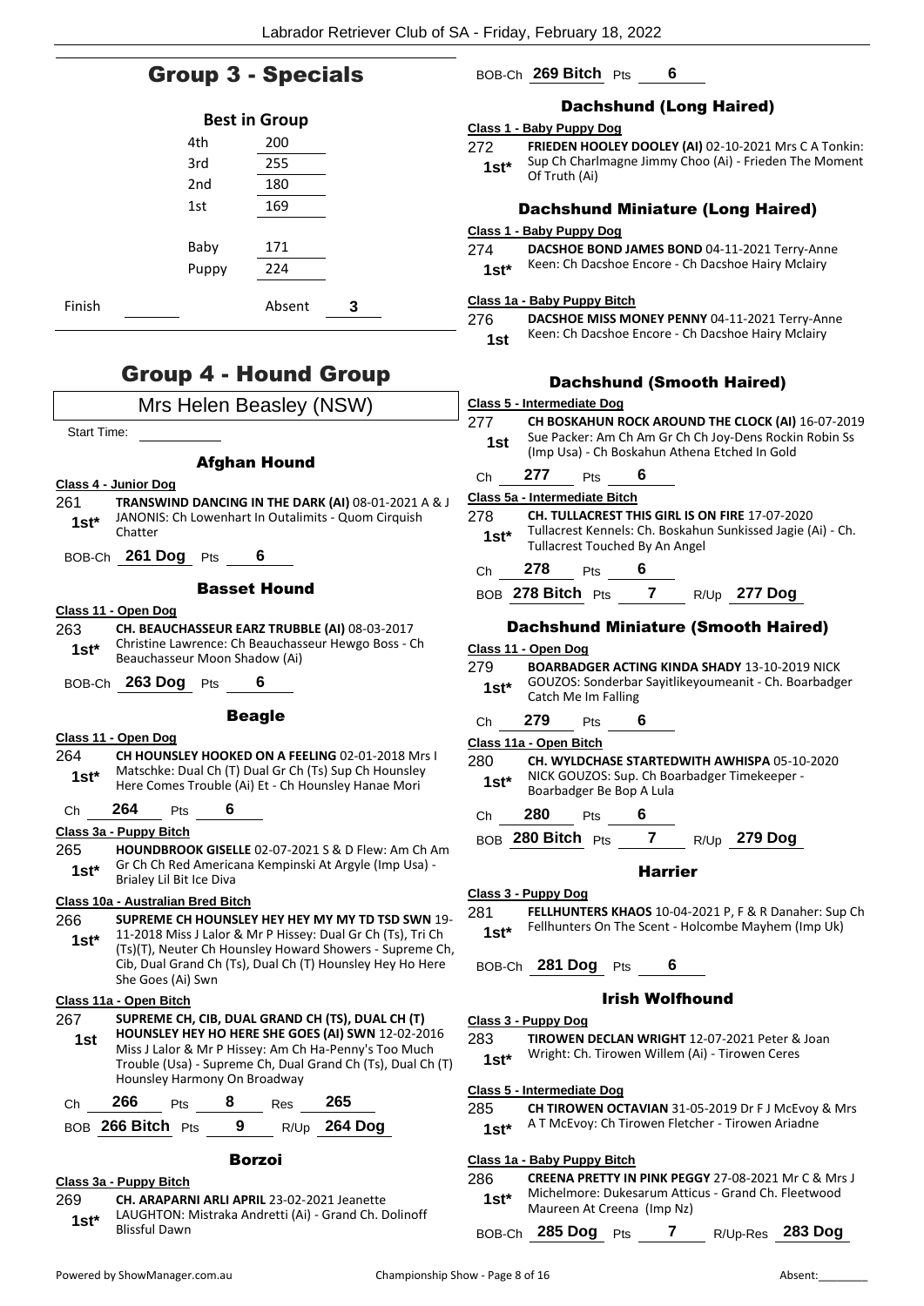## Group 3 - Specials

### Best in Group

| | |
|---|---|
| 4th | 200 |
| 3rd | 255 |
| 2nd | 180 |
| 1st | 169 |
| Baby | 171 |
| Puppy | 224 |

Finish ______ Absent 3

## Group 4 - Hound Group

Mrs Helen Beasley (NSW)

Start Time: ______

### Afghan Hound

**Class 4 - Junior Dog**

261 **TRANSWIND DANCING IN THE DARK (AI)** 08-01-2021 A & J JANONIS: Ch Lowenhart In Outalimits - Quom Cirquish Chatter
**1st***

BOB-Ch **261 Dog** Pts **6**

### Basset Hound

**Class 11 - Open Dog**

263 **CH. BEAUCHASSEUR EARZ TRUBBLE (AI)** 08-03-2017 Christine Lawrence: Ch Beauchasseur Hewgo Boss - Ch Beauchasseur Moon Shadow (Ai)
**1st***

BOB-Ch **263 Dog** Pts **6**

### Beagle

**Class 11 - Open Dog**

264 **CH HOUNSLEY HOOKED ON A FEELING** 02-01-2018 Mrs I Matschke: Dual Ch (T) Dual Gr Ch (Ts) Sup Ch Hounsley Here Comes Trouble (Ai) Et - Ch Hounsley Hanae Mori
**1st***

Ch **264** Pts **6**

**Class 3a - Puppy Bitch**

265 **HOUNDBROOK GISELLE** 02-07-2021 S & D Flew: Am Ch Am Gr Ch Ch Red Americana Kempinski At Argyle (Imp Usa) - Brialey Lil Bit Ice Diva
**1st***

**Class 10a - Australian Bred Bitch**

266 **SUPREME CH HOUNSLEY HEY HEY MY MY TD TSD SWN** 19-11-2018 Miss J Lalor & Mr P Hissey: Dual Gr Ch (Ts), Tri Ch (Ts)(T), Neuter Ch Hounsley Howard Showers - Supreme Ch, Cib, Dual Grand Ch (Ts), Dual Ch (T) Hounsley Hey Ho Here She Goes (Ai) Swn
**1st***

**Class 11a - Open Bitch**

267 **SUPREME CH, CIB, DUAL GRAND CH (TS), DUAL CH (T) HOUNSLEY HEY HO HERE SHE GOES (AI) SWN** 12-02-2016 Miss J Lalor & Mr P Hissey: Am Ch Ha-Penny's Too Much Trouble (Usa) - Supreme Ch, Dual Grand Ch (Ts), Dual Ch (T) Hounsley Harmony On Broadway
**1st**

Ch **266** Pts **8** Res **265**

BOB **266 Bitch** Pts **9** R/Up **264 Dog**

### Borzoi

**Class 3a - Puppy Bitch**

269 **CH. ARAPARNI ARLI APRIL** 23-02-2021 Jeanette LAUGHTON: Mistraka Andretti (Ai) - Grand Ch. Dolinoff Blissful Dawn
**1st***

BOB-Ch **269 Bitch** Pts **6**

### Dachshund (Long Haired)

**Class 1 - Baby Puppy Dog**

272 **FRIEDEN HOOLEY DOOLEY (AI)** 02-10-2021 Mrs C A Tonkin: Sup Ch Charlmagne Jimmy Choo (Ai) - Frieden The Moment Of Truth (Ai)
**1st***

### Dachshund Miniature (Long Haired)

**Class 1 - Baby Puppy Dog**

274 **DACSHOE BOND JAMES BOND** 04-11-2021 Terry-Anne Keen: Ch Dacshoe Encore - Ch Dacshoe Hairy Mclairy
**1st***

**Class 1a - Baby Puppy Bitch**

276 **DACSHOE MISS MONEY PENNY** 04-11-2021 Terry-Anne Keen: Ch Dacshoe Encore - Ch Dacshoe Hairy Mclairy
**1st**

### Dachshund (Smooth Haired)

**Class 5 - Intermediate Dog**

277 **CH BOSKAHUN ROCK AROUND THE CLOCK (AI)** 16-07-2019 Sue Packer: Am Ch Am Gr Ch Ch Joy-Dens Rockin Robin Ss (Imp Usa) - Ch Boskahun Athena Etched In Gold
**1st**

Ch **277** Pts **6**

**Class 5a - Intermediate Bitch**

278 **CH. TULLACREST THIS GIRL IS ON FIRE** 17-07-2020 Tullacrest Kennels: Ch. Boskahun Sunkissed Jagie (Ai) - Ch. Tullacrest Touched By An Angel
**1st***

Ch **278** Pts **6**

BOB **278 Bitch** Pts **7** R/Up **277 Dog**

### Dachshund Miniature (Smooth Haired)

**Class 11 - Open Dog**

279 **BOARBADGER ACTING KINDA SHADY** 13-10-2019 NICK GOUZOS: Sonderbar Sayitlikeyoumeanit - Ch. Boarbadger Catch Me Im Falling
**1st***

Ch **279** Pts **6**

**Class 11a - Open Bitch**

280 **CH. WYLDCHASE STARTEDWITH AWHISPA** 05-10-2020 NICK GOUZOS: Sup. Ch Boarbadger Timekeeper - Boarbadger Be Bop A Lula
**1st***

Ch **280** Pts **6**

BOB **280 Bitch** Pts **7** R/Up **279 Dog**

### Harrier

**Class 3 - Puppy Dog**

281 **FELLHUNTERS KHAOS** 10-04-2021 P, F & R Danaher: Sup Ch Fellhunters On The Scent - Holcombe Mayhem (Imp Uk)
**1st***

BOB-Ch **281 Dog** Pts **6**

### Irish Wolfhound

**Class 3 - Puppy Dog**

283 **TIROWEN DECLAN WRIGHT** 12-07-2021 Peter & Joan Wright: Ch. Tirowen Willem (Ai) - Tirowen Ceres
**1st***

**Class 5 - Intermediate Dog**

285 **CH TIROWEN OCTAVIAN** 31-05-2019 Dr F J McEvoy & Mrs A T McEvoy: Ch Tirowen Fletcher - Tirowen Ariadne
**1st***

**Class 1a - Baby Puppy Bitch**

286 **CREENA PRETTY IN PINK PEGGY** 27-08-2021 Mr C & Mrs J Michelmore: Dukesarum Atticus - Grand Ch. Fleetwood Maureen At Creena (Imp Nz)
**1st***

BOB-Ch **285 Dog** Pts **7** R/Up-Res **283 Dog**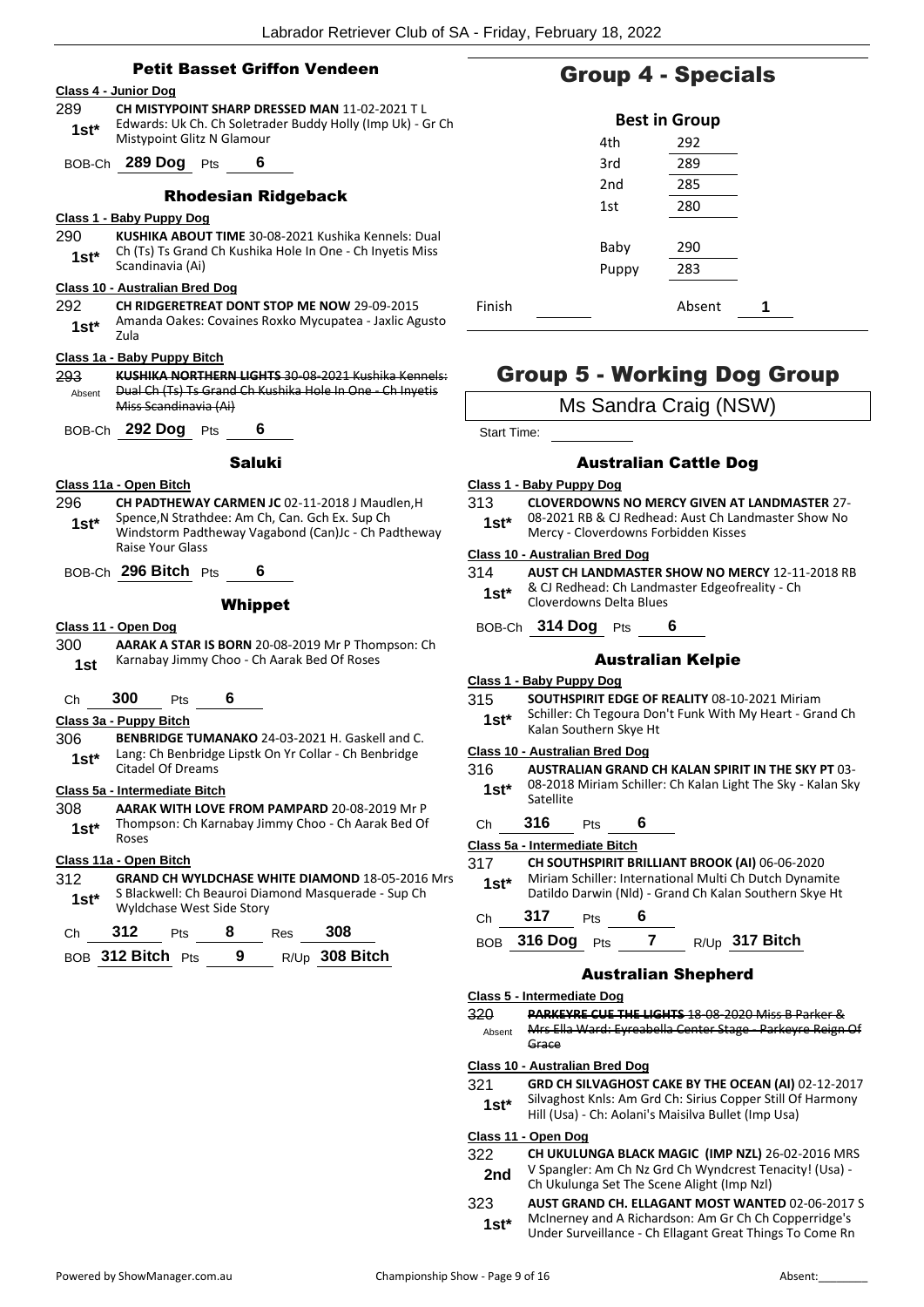## Petit Basset Griffon Vendeen

**Class 4 - Junior Dog**

289 **1st*** **CH MISTYPOINT SHARP DRESSED MAN** 11-02-2021 T L Edwards: Uk Ch. Ch Soletrader Buddy Holly (Imp Uk) - Gr Ch Mistypoint Glitz N Glamour

BOB-Ch **289 Dog** Pts **6**

## Rhodesian Ridgeback

**Class 1 - Baby Puppy Dog**

290 **1st*** **KUSHIKA ABOUT TIME** 30-08-2021 Kushika Kennels: Dual Ch (Ts) Ts Grand Ch Kushika Hole In One - Ch Inyetis Miss Scandinavia (Ai)

**Class 10 - Australian Bred Dog**

292 **1st*** **CH RIDGERETREAT DONT STOP ME NOW** 29-09-2015 Amanda Oakes: Covaines Roxko Mycupatea - Jaxlic Agusto Zula

**Class 1a - Baby Puppy Bitch**

293 Absent ~~**KUSHIKA NORTHERN LIGHTS** 30-08-2021 Kushika Kennels: Dual Ch (Ts) Ts Grand Ch Kushika Hole In One - Ch Inyetis Miss Scandinavia (Ai)~~

BOB-Ch **292 Dog** Pts **6**

## Saluki

**Class 11a - Open Bitch**

296 **1st*** **CH PADTHEWAY CARMEN JC** 02-11-2018 J Maudlen,H Spence,N Strathdee: Am Ch, Can. Gch Ex. Sup Ch Windstorm Padtheway Vagabond (Can)Jc - Ch Padtheway Raise Your Glass

BOB-Ch **296 Bitch** Pts **6**

## Whippet

**Class 11 - Open Dog**

300 **1st** **AARAK A STAR IS BORN** 20-08-2019 Mr P Thompson: Ch Karnabay Jimmy Choo - Ch Aarak Bed Of Roses

Ch **300** Pts **6**

**Class 3a - Puppy Bitch**

306 **1st*** **BENBRIDGE TUMANAKO** 24-03-2021 H. Gaskell and C. Lang: Ch Benbridge Lipstk On Yr Collar - Ch Benbridge Citadel Of Dreams

**Class 5a - Intermediate Bitch**

308 **1st*** **AARAK WITH LOVE FROM PAMPARD** 20-08-2019 Mr P Thompson: Ch Karnabay Jimmy Choo - Ch Aarak Bed Of Roses

**Class 11a - Open Bitch**

312 **1st*** **GRAND CH WYLDCHASE WHITE DIAMOND** 18-05-2016 Mrs S Blackwell: Ch Beauroi Diamond Masquerade - Sup Ch Wyldchase West Side Story

Ch **312** Pts **8** Res **308**

BOB **312 Bitch** Pts **9** R/Up **308 Bitch**

# Group 4 - Specials

**Best in Group**

| | |
|---|---|
| 4th | 292 |
| 3rd | 289 |
| 2nd | 285 |
| 1st | 280 |
| Baby | 290 |
| Puppy | 283 |

Finish Absent **1**

# Group 5 - Working Dog Group

Ms Sandra Craig (NSW)

Start Time:

## Australian Cattle Dog

**Class 1 - Baby Puppy Dog**

313 **1st*** **CLOVERDOWNS NO MERCY GIVEN AT LANDMASTER** 27-08-2021 RB & CJ Redhead: Aust Ch Landmaster Show No Mercy - Cloverdowns Forbidden Kisses

**Class 10 - Australian Bred Dog**

314 **1st*** **AUST CH LANDMASTER SHOW NO MERCY** 12-11-2018 RB & CJ Redhead: Ch Landmaster Edgeofreality - Ch Cloverdowns Delta Blues

BOB-Ch **314 Dog** Pts **6**

## Australian Kelpie

**Class 1 - Baby Puppy Dog**

315 **1st*** **SOUTHSPIRIT EDGE OF REALITY** 08-10-2021 Miriam Schiller: Ch Tegoura Don't Funk With My Heart - Grand Ch Kalan Southern Skye Ht

**Class 10 - Australian Bred Dog**

316 **1st*** **AUSTRALIAN GRAND CH KALAN SPIRIT IN THE SKY PT** 03-08-2018 Miriam Schiller: Ch Kalan Light The Sky - Kalan Sky Satellite

Ch **316** Pts **6**

**Class 5a - Intermediate Bitch**

317 **1st*** **CH SOUTHSPIRIT BRILLIANT BROOK (AI)** 06-06-2020 Miriam Schiller: International Multi Ch Dutch Dynamite Datildo Darwin (Nld) - Grand Ch Kalan Southern Skye Ht

Ch **317** Pts **6**

BOB **316 Dog** Pts **7** R/Up **317 Bitch**

## Australian Shepherd

**Class 5 - Intermediate Dog**

320 Absent ~~**PARKEYRE CUE THE LIGHTS** 18-08-2020 Miss B Parker & Mrs Ella Ward: Eyreabella Center Stage - Parkeyre Reign Of Grace~~

**Class 10 - Australian Bred Dog**

321 **1st*** **GRD CH SILVAGHOST CAKE BY THE OCEAN (AI)** 02-12-2017 Silvaghost Knls: Am Grd Ch: Sirius Copper Still Of Harmony Hill (Usa) - Ch: Aolani's Maisilva Bullet (Imp Usa)

**Class 11 - Open Dog**

322 **2nd** **CH UKULUNGA BLACK MAGIC (IMP NZL)** 26-02-2016 MRS V Spangler: Am Ch Nz Grd Ch Wyndcrest Tenacity! (Usa) - Ch Ukulunga Set The Scene Alight (Imp Nzl)

323 **1st*** **AUST GRAND CH. ELLAGANT MOST WANTED** 02-06-2017 S McInerney and A Richardson: Am Gr Ch Ch Copperridge's Under Surveillance - Ch Ellagant Great Things To Come Rn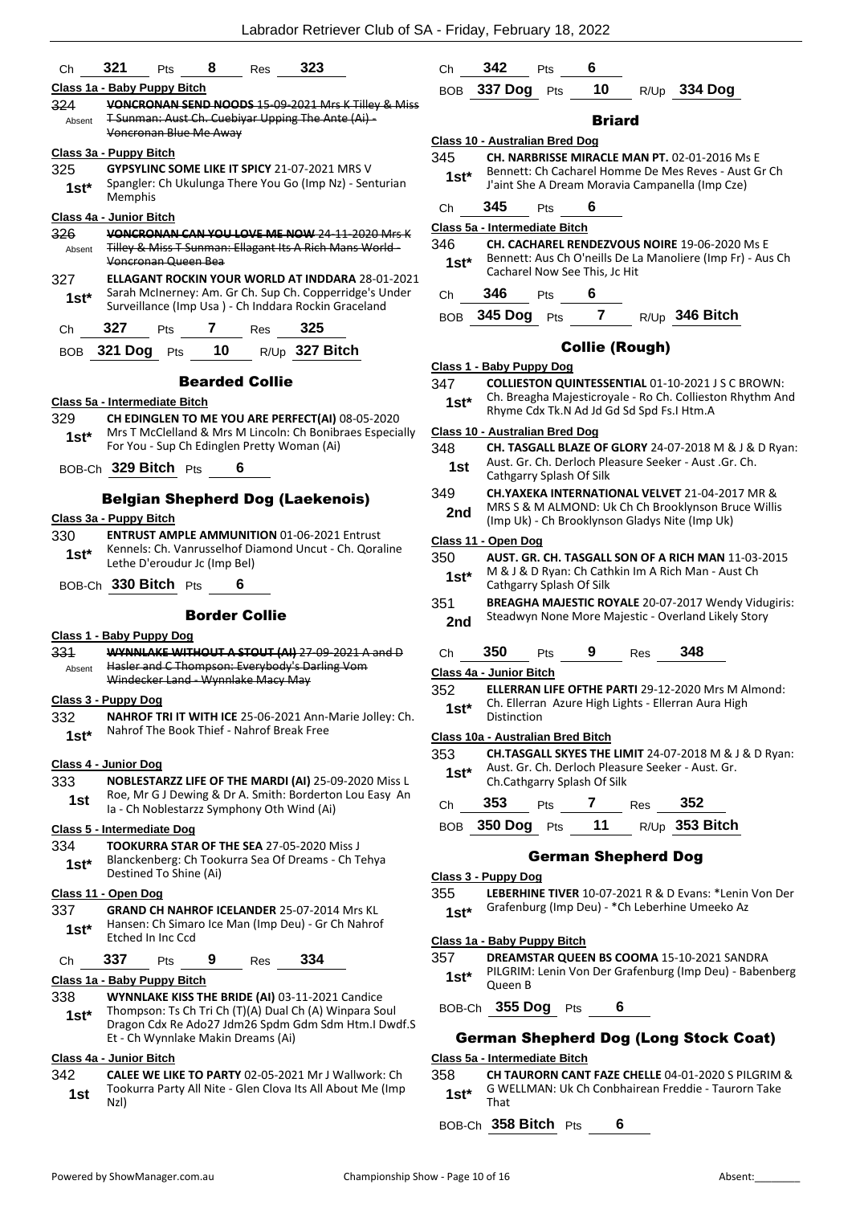Ch **321** Pts **8** Res **323**

**Class 1a - Baby Puppy Bitch**

324 Absent ~~**VONCRONAN SEND NOODS** 15-09-2021 Mrs K Tilley & Miss T Sunman: Aust Ch. Cuebiyar Upping The Ante (Ai) - Voncronan Blue Me Away~~

**Class 3a - Puppy Bitch**

325 1st* **GYPSYLINC SOME LIKE IT SPICY** 21-07-2021 MRS V Spangler: Ch Ukulunga There You Go (Imp Nz) - Senturian Memphis

**Class 4a - Junior Bitch**

326 Absent ~~**VONCRONAN CAN YOU LOVE ME NOW** 24-11-2020 Mrs K Tilley & Miss T Sunman: Ellagant Its A Rich Mans World - Voncronan Queen Bea~~

327 1st* **ELLAGANT ROCKIN YOUR WORLD AT INDDARA** 28-01-2021 Sarah McInerney: Am. Gr Ch. Sup Ch. Copperridge's Under Surveillance (Imp Usa ) - Ch Inddara Rockin Graceland

Ch **327** Pts **7** Res **325**

BOB **321 Dog** Pts **10** R/Up **327 Bitch**

## Bearded Collie

**Class 5a - Intermediate Bitch**

329 1st* **CH EDINGLEN TO ME YOU ARE PERFECT(AI)** 08-05-2020 Mrs T McClelland & Mrs M Lincoln: Ch Bonibraes Especially For You - Sup Ch Edinglen Pretty Woman (Ai)

BOB-Ch **329 Bitch** Pts **6**

## Belgian Shepherd Dog (Laekenois)

**Class 3a - Puppy Bitch**

330 1st* **ENTRUST AMPLE AMMUNITION** 01-06-2021 Entrust Kennels: Ch. Vanrusselhof Diamond Uncut - Ch. Qoraline Lethe D'eroudur Jc (Imp Bel)

BOB-Ch **330 Bitch** Pts **6**

## Border Collie

**Class 1 - Baby Puppy Dog**

331 Absent ~~**WYNNLAKE WITHOUT A STOUT (AI)** 27-09-2021 A and D Hasler and C Thompson: Everybody's Darling Vom Windecker Land - Wynnlake Macy May~~

**Class 3 - Puppy Dog**

332 1st* **NAHROF TRI IT WITH ICE** 25-06-2021 Ann-Marie Jolley: Ch. Nahrof The Book Thief - Nahrof Break Free

**Class 4 - Junior Dog**

333 1st **NOBLESTARZZ LIFE OF THE MARDI (AI)** 25-09-2020 Miss L Roe, Mr G J Dewing & Dr A. Smith: Borderton Lou Easy An Ia - Ch Noblestarzz Symphony Oth Wind (Ai)

**Class 5 - Intermediate Dog**

334 1st* **TOOKURRA STAR OF THE SEA** 27-05-2020 Miss J Blanckenberg: Ch Tookurra Sea Of Dreams - Ch Tehya Destined To Shine (Ai)

**Class 11 - Open Dog**

337 1st* **GRAND CH NAHROF ICELANDER** 25-07-2014 Mrs KL Hansen: Ch Simaro Ice Man (Imp Deu) - Gr Ch Nahrof Etched In Inc Ccd

Ch **337** Pts **9** Res **334**

**Class 1a - Baby Puppy Bitch**

338 1st* **WYNNLAKE KISS THE BRIDE (AI)** 03-11-2021 Candice Thompson: Ts Ch Tri Ch (T)(A) Dual Ch (A) Winpara Soul Dragon Cdx Re Ado27 Jdm26 Spdm Gdm Sdm Htm.I Dwdf.S Et - Ch Wynnlake Makin Dreams (Ai)

**Class 4a - Junior Bitch**

342 1st **CALEE WE LIKE TO PARTY** 02-05-2021 Mr J Wallwork: Ch Tookurra Party All Nite - Glen Clova Its All About Me (Imp Nzl)

Ch **342** Pts **6**

BOB **337 Dog** Pts **10** R/Up **334 Dog**

## Briard

**Class 10 - Australian Bred Dog**

345 1st* **CH. NARBRISSE MIRACLE MAN PT.** 02-01-2016 Ms E Bennett: Ch Cacharel Homme De Mes Reves - Aust Gr Ch J'aint She A Dream Moravia Campanella (Imp Cze)

Ch **345** Pts **6**

**Class 5a - Intermediate Bitch**

346 1st* **CH. CACHAREL RENDEZVOUS NOIRE** 19-06-2020 Ms E Bennett: Aus Ch O'neills De La Manoliere (Imp Fr) - Aus Ch Cacharel Now See This, Jc Hit

Ch **346** Pts **6**

BOB **345 Dog** Pts **7** R/Up **346 Bitch**

## Collie (Rough)

**Class 1 - Baby Puppy Dog**

347 1st* **COLLIESTON QUINTESSENTIAL** 01-10-2021 J S C BROWN: Ch. Breagha Majesticroyale - Ro Ch. Collieston Rhythm And Rhyme Cdx Tk.N Ad Jd Gd Sd Spd Fs.I Htm.A

**Class 10 - Australian Bred Dog**

348 1st **CH. TASGALL BLAZE OF GLORY** 24-07-2018 M & J & D Ryan: Aust. Gr. Ch. Derloch Pleasure Seeker - Aust .Gr. Ch. Cathgarry Splash Of Silk

349 2nd **CH.YAXEKA INTERNATIONAL VELVET** 21-04-2017 MR & MRS S & M ALMOND: Uk Ch Ch Brooklynson Bruce Willis (Imp Uk) - Ch Brooklynson Gladys Nite (Imp Uk)

**Class 11 - Open Dog**

350 1st* **AUST. GR. CH. TASGALL SON OF A RICH MAN** 11-03-2015 M & J & D Ryan: Ch Cathkin Im A Rich Man - Aust Ch Cathgarry Splash Of Silk

351 2nd **BREAGHA MAJESTIC ROYALE** 20-07-2017 Wendy Vidugiris: Steadwyn None More Majestic - Overland Likely Story

Ch **350** Pts **9** Res **348**

**Class 4a - Junior Bitch**

352 1st* **ELLERRAN LIFE OFTHE PARTI** 29-12-2020 Mrs M Almond: Ch. Ellerran Azure High Lights - Ellerran Aura High Distinction

**Class 10a - Australian Bred Bitch**

353 1st* **CH.TASGALL SKYES THE LIMIT** 24-07-2018 M & J & D Ryan: Aust. Gr. Ch. Derloch Pleasure Seeker - Aust. Gr. Ch.Cathgarry Splash Of Silk

Ch **353** Pts **7** Res **352**

BOB **350 Dog** Pts **11** R/Up **353 Bitch**

## German Shepherd Dog

**Class 3 - Puppy Dog**

355 1st* **LEBERHINE TIVER** 10-07-2021 R & D Evans: *Lenin Von Der Grafenburg (Imp Deu) - *Ch Leberhine Umeeko Az

**Class 1a - Baby Puppy Bitch**

357 1st* **DREAMSTAR QUEEN BS COOMA** 15-10-2021 SANDRA PILGRIM: Lenin Von Der Grafenburg (Imp Deu) - Babenberg Queen B

BOB-Ch **355 Dog** Pts **6**

## German Shepherd Dog (Long Stock Coat)

**Class 5a - Intermediate Bitch**

358 1st* **CH TAURORN CANT FAZE CHELLE** 04-01-2020 S PILGRIM & G WELLMAN: Uk Ch Conbhairean Freddie - Taurorn Take That

BOB-Ch **358 Bitch** Pts **6**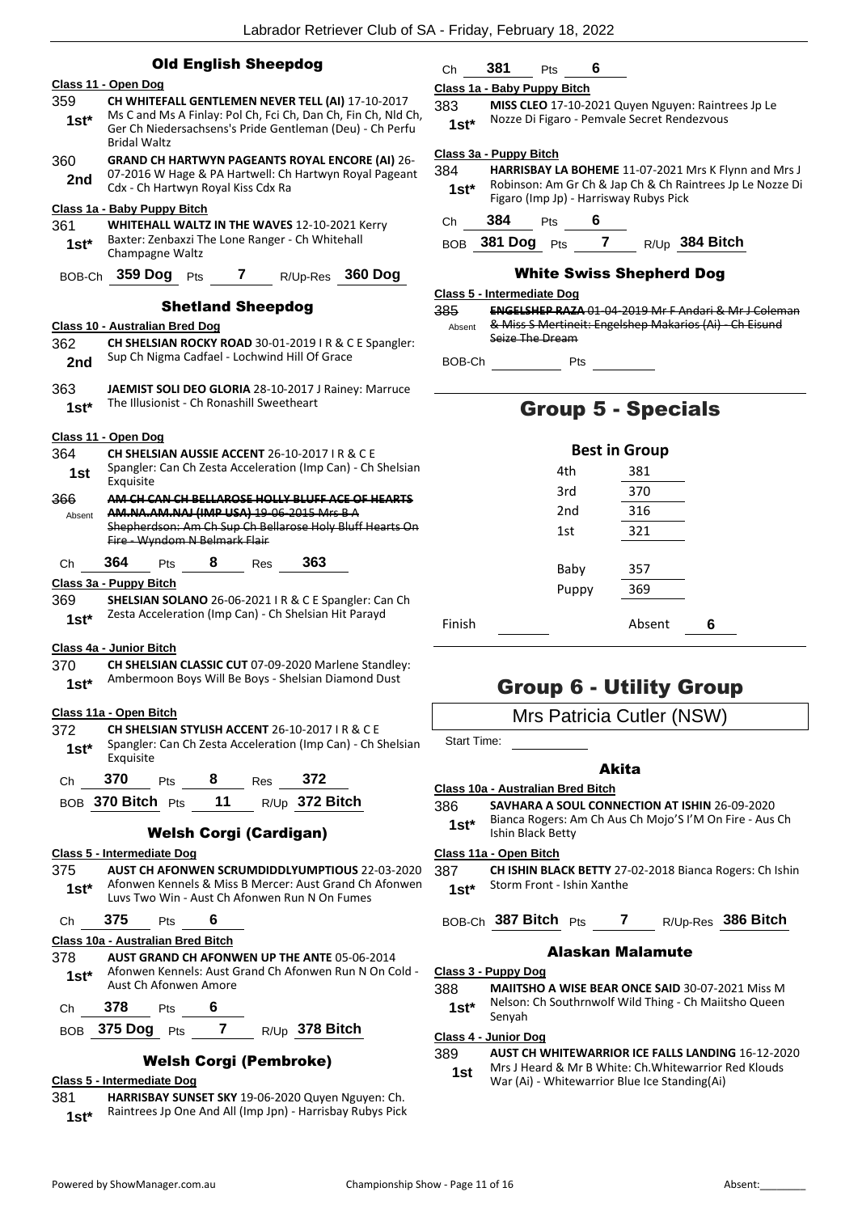### Old English Sheepdog

**Class 11 - Open Dog**

359 **1st*** **CH WHITEFALL GENTLEMEN NEVER TELL (AI)** 17-10-2017 Ms C and Ms A Finlay: Pol Ch, Fci Ch, Dan Ch, Fin Ch, Nld Ch, Ger Ch Niedersachsens's Pride Gentleman (Deu) - Ch Perfu Bridal Waltz

360 **2nd** **GRAND CH HARTWYN PAGEANTS ROYAL ENCORE (AI)** 26-07-2016 W Hage & PA Hartwell: Ch Hartwyn Royal Pageant Cdx - Ch Hartwyn Royal Kiss Cdx Ra

**Class 1a - Baby Puppy Bitch**

361 **1st*** **WHITEHALL WALTZ IN THE WAVES** 12-10-2021 Kerry Baxter: Zenbaxzi The Lone Ranger - Ch Whitehall Champagne Waltz

BOB-Ch **359 Dog** Pts **7** R/Up-Res **360 Dog**

### Shetland Sheepdog

**Class 10 - Australian Bred Dog**

362 **2nd** **CH SHELSIAN ROCKY ROAD** 30-01-2019 I R & C E Spangler: Sup Ch Nigma Cadfael - Lochwind Hill Of Grace

363 **1st*** **JAEMIST SOLI DEO GLORIA** 28-10-2017 J Rainey: Marruce The Illusionist - Ch Ronashill Sweetheart

**Class 11 - Open Dog**

364 **1st** **CH SHELSIAN AUSSIE ACCENT** 26-10-2017 I R & C E Spangler: Can Ch Zesta Acceleration (Imp Can) - Ch Shelsian Exquisite

366 Absent ~~**AM CH CAN CH BELLAROSE HOLLY BLUFF ACE OF HEARTS AM.NA.AM.NAJ (IMP USA)** 19-06-2015 Mrs B A Shepherdson: Am Ch Sup Ch Bellarose Holy Bluff Hearts On Fire - Wyndom N Belmark Flair~~

Ch **364** Pts **8** Res **363**

**Class 3a - Puppy Bitch**

369 **1st*** **SHELSIAN SOLANO** 26-06-2021 I R & C E Spangler: Can Ch Zesta Acceleration (Imp Can) - Ch Shelsian Hit Parayd

**Class 4a - Junior Bitch**

370 **1st*** **CH SHELSIAN CLASSIC CUT** 07-09-2020 Marlene Standley: Ambermoon Boys Will Be Boys - Shelsian Diamond Dust

**Class 11a - Open Bitch**

372 **1st*** **CH SHELSIAN STYLISH ACCENT** 26-10-2017 I R & C E Spangler: Can Ch Zesta Acceleration (Imp Can) - Ch Shelsian Exquisite

Ch **370** Pts **8** Res **372**

BOB **370 Bitch** Pts **11** R/Up **372 Bitch**

### Welsh Corgi (Cardigan)

**Class 5 - Intermediate Dog**

375 **1st*** **AUST CH AFONWEN SCRUMDIDDLYUMPTIOUS** 22-03-2020 Afonwen Kennels & Miss B Mercer: Aust Grand Ch Afonwen Luvs Two Win - Aust Ch Afonwen Run N On Fumes

Ch **375** Pts **6**

**Class 10a - Australian Bred Bitch**

378 **1st*** **AUST GRAND CH AFONWEN UP THE ANTE** 05-06-2014 Afonwen Kennels: Aust Grand Ch Afonwen Run N On Cold - Aust Ch Afonwen Amore

Ch **378** Pts **6**

BOB **375 Dog** Pts **7** R/Up **378 Bitch**

### Welsh Corgi (Pembroke)

**Class 5 - Intermediate Dog**

381 **1st*** **HARRISBAY SUNSET SKY** 19-06-2020 Quyen Nguyen: Ch. Raintrees Jp One And All (Imp Jpn) - Harrisbay Rubys Pick

Ch **381** Pts **6**

**Class 1a - Baby Puppy Bitch**

383 **1st*** **MISS CLEO** 17-10-2021 Quyen Nguyen: Raintrees Jp Le Nozze Di Figaro - Pemvale Secret Rendezvous

**Class 3a - Puppy Bitch**

384 **1st*** **HARRISBAY LA BOHEME** 11-07-2021 Mrs K Flynn and Mrs J Robinson: Am Gr Ch & Jap Ch & Ch Raintrees Jp Le Nozze Di Figaro (Imp Jp) - Harrisway Rubys Pick

Ch **384** Pts **6**

BOB **381 Dog** Pts **7** R/Up **384 Bitch**

### White Swiss Shepherd Dog

**Class 5 - Intermediate Dog**

385 Absent ~~**ENGELSHEP RAZA** 01-04-2019 Mr F Andari & Mr J Coleman & Miss S Mertineit: Engelshep Makarios (Ai) - Ch Eisund Seize The Dream~~

BOB-Ch ______ Pts ______

## Group 5 - Specials

**Best in Group**

| | |
|---|---|
| 4th | 381 |
| 3rd | 370 |
| 2nd | 316 |
| 1st | 321 |
| Baby | 357 |
| Puppy | 369 |

Finish ______ Absent **6**

## Group 6 - Utility Group

Mrs Patricia Cutler (NSW)

Start Time: ______

### Akita

**Class 10a - Australian Bred Bitch**

386 **1st*** **SAVHARA A SOUL CONNECTION AT ISHIN** 26-09-2020 Bianca Rogers: Am Ch Aus Ch Mojo'S I'M On Fire - Aus Ch Ishin Black Betty

**Class 11a - Open Bitch**

387 **1st*** **CH ISHIN BLACK BETTY** 27-02-2018 Bianca Rogers: Ch Ishin Storm Front - Ishin Xanthe

BOB-Ch **387 Bitch** Pts **7** R/Up-Res **386 Bitch**

### Alaskan Malamute

**Class 3 - Puppy Dog**

388 **1st*** **MAIITSHO A WISE BEAR ONCE SAID** 30-07-2021 Miss M Nelson: Ch Southrnwolf Wild Thing - Ch Maiitsho Queen Senyah

**Class 4 - Junior Dog**

389 **1st** **AUST CH WHITEWARRIOR ICE FALLS LANDING** 16-12-2020 Mrs J Heard & Mr B White: Ch.Whitewarrior Red Klouds War (Ai) - Whitewarrior Blue Ice Standing(Ai)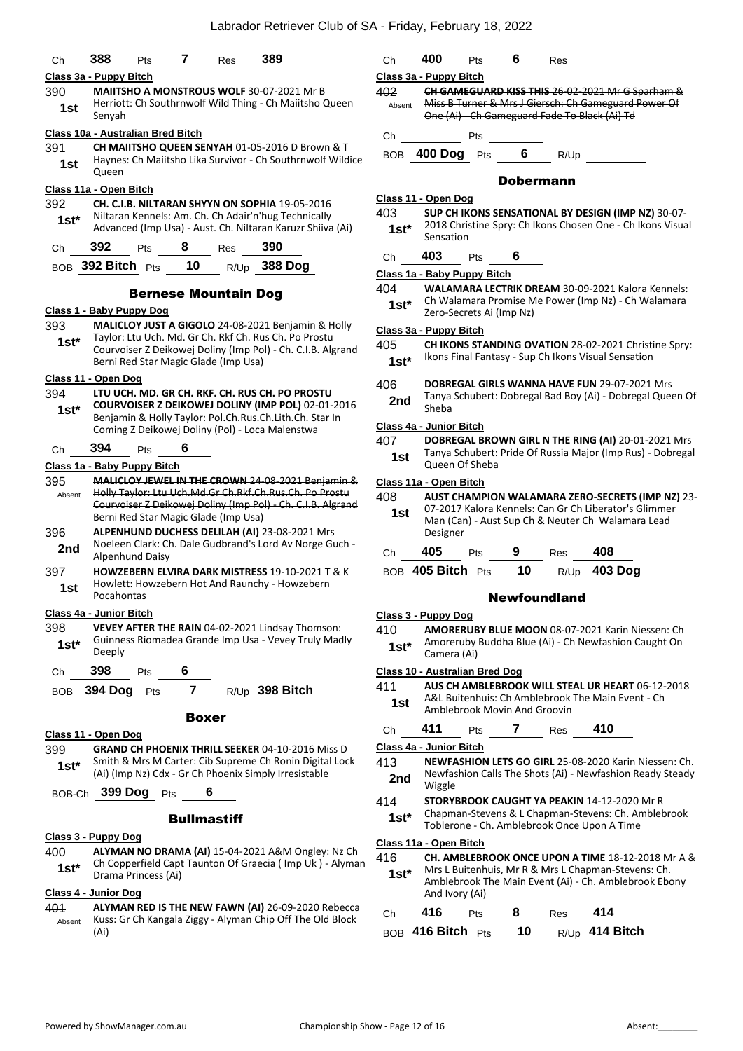| Ch | 388 | Pts | 7 | Res | 389 |
|---|---|---|---|---|---|

**Class 3a - Puppy Bitch**

390 1st **MAIITSHO A MONSTROUS WOLF** 30-07-2021 Mr B Herriott: Ch Southrnwolf Wild Thing - Ch Maiitsho Queen Senyah

**Class 10a - Australian Bred Bitch**

391 1st **CH MAIITSHO QUEEN SENYAH** 01-05-2016 D Brown & T Haynes: Ch Maiitsho Lika Survivor - Ch Southrnwolf Wildice Queen

**Class 11a - Open Bitch**

392 1st* **CH. C.I.B. NILTARAN SHYYN ON SOPHIA** 19-05-2016 Niltaran Kennels: Am. Ch. Ch Adair'n'hug Technically Advanced (Imp Usa) - Aust. Ch. Niltaran Karuzr Shiiva (Ai)

| Ch | 392 | Pts | 8 | Res | 390 |
|---|---|---|---|---|---|
| BOB | 392 Bitch | Pts | 10 | R/Up | 388 Dog |

## Bernese Mountain Dog

**Class 1 - Baby Puppy Dog**

393 1st* **MALICLOY JUST A GIGOLO** 24-08-2021 Benjamin & Holly Taylor: Ltu Uch. Md. Gr Ch. Rkf Ch. Rus Ch. Po Prostu Courvoiser Z Deikowej Doliny (Imp Pol) - Ch. C.I.B. Algrand Berni Red Star Magic Glade (Imp Usa)

**Class 11 - Open Dog**

394 1st* **LTU UCH. MD. GR CH. RKF. CH. RUS CH. PO PROSTU COURVOISER Z DEIKOWEJ DOLINY (IMP POL)** 02-01-2016 Benjamin & Holly Taylor: Pol.Ch.Rus.Ch.Lith.Ch. Star In Coming Z Deikowej Doliny (Pol) - Loca Malenstwa

| Ch | 394 | Pts | 6 |
|---|---|---|---|

**Class 1a - Baby Puppy Bitch**

395 Absent ~~**MALICLOY JEWEL IN THE CROWN** 24-08-2021 Benjamin & Holly Taylor: Ltu Uch.Md.Gr Ch.Rkf.Ch.Rus.Ch. Po Prostu Courvoiser Z Deikowej Doliny (Imp Pol) - Ch. C.I.B. Algrand Berni Red Star Magic Glade (Imp Usa)~~

396 2nd **ALPENHUND DUCHESS DELILAH (AI)** 23-08-2021 Mrs Noeleen Clark: Ch. Dale Gudbrand's Lord Av Norge Guch - Alpenhund Daisy

397 1st **HOWZEBERN ELVIRA DARK MISTRESS** 19-10-2021 T & K Howlett: Howzebern Hot And Raunchy - Howzebern Pocahontas

**Class 4a - Junior Bitch**

398 1st* **VEVEY AFTER THE RAIN** 04-02-2021 Lindsay Thomson: Guinness Riomadea Grande Imp Usa - Vevey Truly Madly Deeply

| Ch | 398 | Pts | 6 | | |
|---|---|---|---|---|---|
| BOB | 394 Dog | Pts | 7 | R/Up | 398 Bitch |

## Boxer

**Class 11 - Open Dog**

399 1st* **GRAND CH PHOENIX THRILL SEEKER** 04-10-2016 Miss D Smith & Mrs M Carter: Cib Supreme Ch Ronin Digital Lock (Ai) (Imp Nz) Cdx - Gr Ch Phoenix Simply Irresistable

| BOB-Ch | 399 Dog | Pts | 6 |
|---|---|---|---|

## Bullmastiff

**Class 3 - Puppy Dog**

400 1st* **ALYMAN NO DRAMA (AI)** 15-04-2021 A&M Ongley: Nz Ch Ch Copperfield Capt Taunton Of Graecia ( Imp Uk ) - Alyman Drama Princess (Ai)

**Class 4 - Junior Dog**

401 Absent ~~**ALYMAN RED IS THE NEW FAWN (AI)** 26-09-2020 Rebecca Kuss: Gr Ch Kangala Ziggy - Alyman Chip Off The Old Block (Ai)~~

| Ch | 400 | Pts | 6 | Res | |
|---|---|---|---|---|---|

**Class 3a - Puppy Bitch**

402 Absent ~~**CH GAMEGUARD KISS THIS** 26-02-2021 Mr G Sparham & Miss B Turner & Mrs J Giersch: Ch Gameguard Power Of One (Ai) - Ch Gameguard Fade To Black (Ai) Td~~

| Ch | | Pts | | | |
|---|---|---|---|---|---|
| BOB | 400 Dog | Pts | 6 | R/Up | |

## Dobermann

**Class 11 - Open Dog**

403 1st* **SUP CH IKONS SENSATIONAL BY DESIGN (IMP NZ)** 30-07-2018 Christine Spry: Ch Ikons Chosen One - Ch Ikons Visual Sensation

| Ch | 403 | Pts | 6 |
|---|---|---|---|

**Class 1a - Baby Puppy Bitch**

404 1st* **WALAMARA LECTRIK DREAM** 30-09-2021 Kalora Kennels: Ch Walamara Promise Me Power (Imp Nz) - Ch Walamara Zero-Secrets Ai (Imp Nz)

**Class 3a - Puppy Bitch**

405 1st* **CH IKONS STANDING OVATION** 28-02-2021 Christine Spry: Ikons Final Fantasy - Sup Ch Ikons Visual Sensation

406 2nd **DOBREGAL GIRLS WANNA HAVE FUN** 29-07-2021 Mrs Tanya Schubert: Dobregal Bad Boy (Ai) - Dobregal Queen Of Sheba

**Class 4a - Junior Bitch**

407 1st **DOBREGAL BROWN GIRL N THE RING (AI)** 20-01-2021 Mrs Tanya Schubert: Pride Of Russia Major (Imp Rus) - Dobregal Queen Of Sheba

**Class 11a - Open Bitch**

408 1st **AUST CHAMPION WALAMARA ZERO-SECRETS (IMP NZ)** 23-07-2017 Kalora Kennels: Can Gr Ch Liberator's Glimmer Man (Can) - Aust Sup Ch & Neuter Ch Walamara Lead Designer

| Ch | 405 | Pts | 9 | Res | 408 |
|---|---|---|---|---|---|
| BOB | 405 Bitch | Pts | 10 | R/Up | 403 Dog |

## Newfoundland

**Class 3 - Puppy Dog**

410 1st* **AMORERUBY BLUE MOON** 08-07-2021 Karin Niessen: Ch Amoreruby Buddha Blue (Ai) - Ch Newfashion Caught On Camera (Ai)

**Class 10 - Australian Bred Dog**

411 1st **AUS CH AMBLEBROOK WILL STEAL UR HEART** 06-12-2018 A&L Buitenhuis: Ch Amblebrook The Main Event - Ch Amblebrook Movin And Groovin

| Ch | 411 | Pts | 7 | Res | 410 |
|---|---|---|---|---|---|

**Class 4a - Junior Bitch**

413 2nd **NEWFASHION LETS GO GIRL** 25-08-2020 Karin Niessen: Ch. Newfashion Calls The Shots (Ai) - Newfashion Ready Steady Wiggle

414 1st* **STORYBROOK CAUGHT YA PEAKIN** 14-12-2020 Mr R Chapman-Stevens & L Chapman-Stevens: Ch. Amblebrook Toblerone - Ch. Amblebrook Once Upon A Time

**Class 11a - Open Bitch**

416 1st* **CH. AMBLEBROOK ONCE UPON A TIME** 18-12-2018 Mr A & Mrs L Buitenhuis, Mr R & Mrs L Chapman-Stevens: Ch. Amblebrook The Main Event (Ai) - Ch. Amblebrook Ebony And Ivory (Ai)

| Ch | 416 | Pts | 8 | Res | 414 |
|---|---|---|---|---|---|
| BOB | 416 Bitch | Pts | 10 | R/Up | 414 Bitch |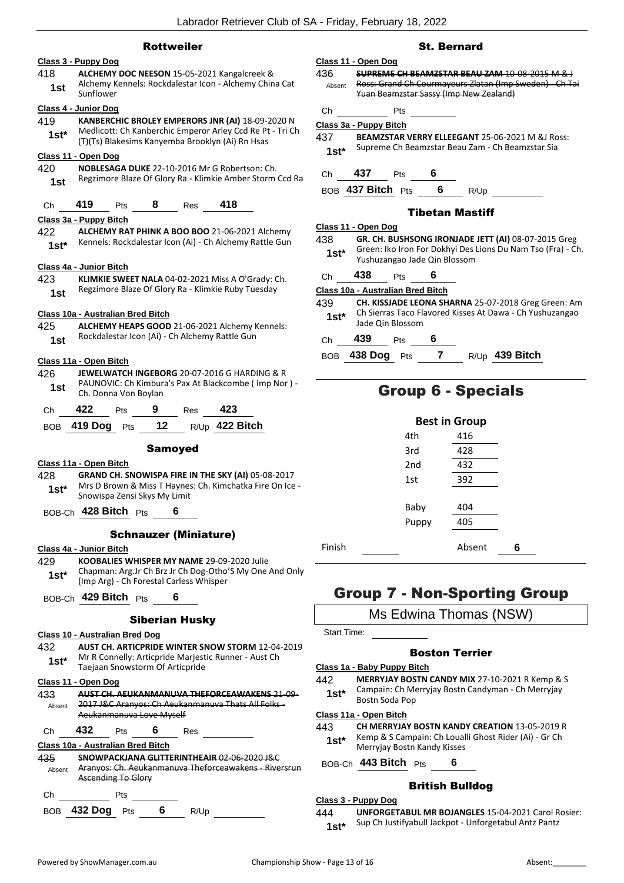## Rottweiler

**Class 3 - Puppy Dog**

418 **ALCHEMY DOC NEESON** 15-05-2021 Kangalcreek & Alchemy Kennels: Rockdalestar Icon - Alchemy China Cat Sunflower
1st

**Class 4 - Junior Dog**

419 **KANBERCHIC BROLEY EMPERORS JNR (AI)** 18-09-2020 N Medlicott: Ch Kanberchic Emperor Arley Ccd Re Pt - Tri Ch (T)(Ts) Blakesims Kanyemba Brooklyn (Ai) Rn Hsas
1st*

**Class 11 - Open Dog**

420 **NOBLESAGA DUKE** 22-10-2016 Mr G Robertson: Ch. Regzimore Blaze Of Glory Ra - Klimkie Amber Storm Ccd Ra
1st

Ch 419 Pts 8 Res 418

**Class 3a - Puppy Bitch**

422 **ALCHEMY RAT PHINK A BOO BOO** 21-06-2021 Alchemy Kennels: Rockdalestar Icon (Ai) - Ch Alchemy Rattle Gun
1st*

**Class 4a - Junior Bitch**

423 **KLIMKIE SWEET NALA** 04-02-2021 Miss A O'Grady: Ch. Regzimore Blaze Of Glory Ra - Klimkie Ruby Tuesday
1st

**Class 10a - Australian Bred Bitch**

425 **ALCHEMY HEAPS GOOD** 21-06-2021 Alchemy Kennels: Rockdalestar Icon (Ai) - Ch Alchemy Rattle Gun
1st

**Class 11a - Open Bitch**

426 **JEWELWATCH INGEBORG** 20-07-2016 G HARDING & R PAUNOVIC: Ch Kimbura's Pax At Blackcombe ( Imp Nor ) - Ch. Donna Von Boylan
1st

Ch 422 Pts 9 Res 423

BOB 419 Dog Pts 12 R/Up 422 Bitch

## Samoyed

**Class 11a - Open Bitch**

428 **GRAND CH. SNOWISPA FIRE IN THE SKY (AI)** 05-08-2017 Mrs D Brown & Miss T Haynes: Ch. Kimchatka Fire On Ice - Snowispa Zensi Skys My Limit
1st*

BOB-Ch 428 Bitch Pts 6

## Schnauzer (Miniature)

**Class 4a - Junior Bitch**

429 **KOOBALIES WHISPER MY NAME** 29-09-2020 Julie Chapman: Arg.Jr Ch Brz Jr Ch Dog-Otho'S My One And Only (Imp Arg) - Ch Forestal Carless Whisper
1st*

BOB-Ch 429 Bitch Pts 6

## Siberian Husky

**Class 10 - Australian Bred Dog**

432 **AUST CH. ARTICPRIDE WINTER SNOW STORM** 12-04-2019 Mr R Connelly: Articpride Marjestic Runner - Aust Ch Taejaan Snowstorm Of Articpride
1st*

**Class 11 - Open Dog**

433 ~~**AUST CH. AEUKANMANUVA THEFORCEAWAKENS** 21-09-2017 J&C Aranyos: Ch Aeukanmanuva Thats All Folks - Aeukanmanuva Love Myself~~
Absent

Ch 432 Pts 6 Res

**Class 10a - Australian Bred Bitch**

435 ~~**SNOWPACKJANA GLITTERINTHEAIR** 02-06-2020 J&C Aranyos: Ch. Aeukanmanuva Theforceawakens - Riversrun Ascending To Glory~~
Absent

Ch Pts

BOB 432 Dog Pts 6 R/Up

## St. Bernard

**Class 11 - Open Dog**

436 ~~**SUPREME CH BEAMZSTAR BEAU ZAM** 10-08-2015 M & J Ross: Grand Ch Courmayeurs Zlatan (Imp Sweden) - Ch Tai Yuan Beamzstar Sassy (Imp New Zealand)~~
Absent

Ch Pts

**Class 3a - Puppy Bitch**

437 **BEAMZSTAR VERRY ELLEEGANT** 25-06-2021 M &J Ross: Supreme Ch Beamzstar Beau Zam - Ch Beamzstar Sia
1st*

Ch 437 Pts 6

BOB 437 Bitch Pts 6 R/Up

## Tibetan Mastiff

**Class 11 - Open Dog**

438 **GR. CH. BUSHSONG IRONJADE JETT (AI)** 08-07-2015 Greg Green: Iko Iron For Dokhyi Des Lions Du Nam Tso (Fra) - Ch. Yushuzangao Jade Qin Blossom
1st*

Ch 438 Pts 6

**Class 10a - Australian Bred Bitch**

439 **CH. KISSJADE LEONA SHARNA** 25-07-2018 Greg Green: Am Ch Sierras Taco Flavored Kisses At Dawa - Ch Yushuzangao Jade Qin Blossom
1st*

Ch 439 Pts 6

BOB 438 Dog Pts 7 R/Up 439 Bitch

# Group 6 - Specials

**Best in Group**

| | |
|---|---|
| 4th | 416 |
| 3rd | 428 |
| 2nd | 432 |
| 1st | 392 |
| Baby | 404 |
| Puppy | 405 |

Finish Absent 6

# Group 7 - Non-Sporting Group

Ms Edwina Thomas (NSW)

Start Time:

## Boston Terrier

**Class 1a - Baby Puppy Bitch**

442 **MERRYJAY BOSTN CANDY MIX** 27-10-2021 R Kemp & S Campain: Ch Merryjay Bostn Candyman - Ch Merryjay Bostn Soda Pop
1st*

**Class 11a - Open Bitch**

443 **CH MERRYJAY BOSTN KANDY CREATION** 13-05-2019 R Kemp & S Campain: Ch Loualli Ghost Rider (Ai) - Gr Ch Merryjay Bostn Kandy Kisses
1st*

BOB-Ch 443 Bitch Pts 6

## British Bulldog

**Class 3 - Puppy Dog**

444 **UNFORGETABUL MR BOJANGLES** 15-04-2021 Carol Rosier: Sup Ch Justifyabull Jackpot - Unforgetabul Antz Pantz
1st*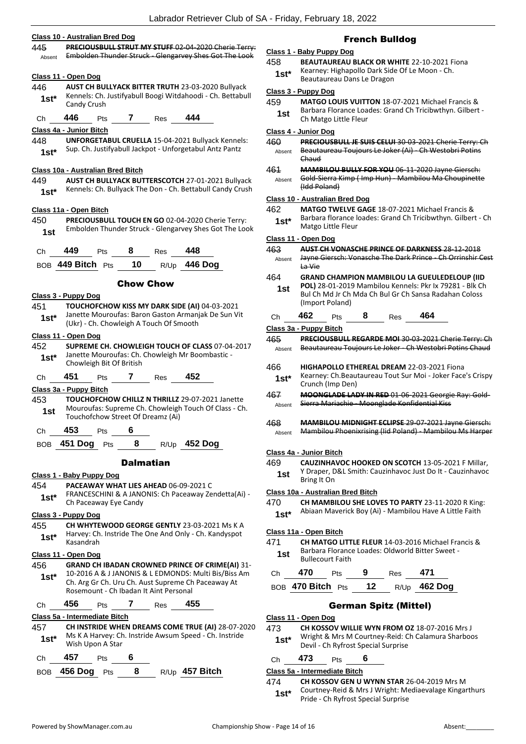**Class 10 - Australian Bred Dog**

445 ~~PRECIOUSBULL STRUT MY STUFF 02-04-2020 Cherie Terry: Embolden Thunder Struck - Glengarvey Shes Got The Look~~
Absent

**Class 11 - Open Dog**

446 **AUST CH BULLYACK BITTER TRUTH** 23-03-2020 Bullyack Kennels: Ch. Justifyabull Boogi Witdahoodi - Ch. Bettabull Candy Crush
1st*

Ch 446 Pts 7 Res 444

**Class 4a - Junior Bitch**

448 **UNFORGETABUL CRUELLA** 15-04-2021 Bullyack Kennels: Sup. Ch. Justifyabull Jackpot - Unforgetabul Antz Pantz
1st*

**Class 10a - Australian Bred Bitch**

449 **AUST CH BULLYACK BUTTERSCOTCH** 27-01-2021 Bullyack Kennels: Ch. Bullyack The Don - Ch. Bettabull Candy Crush
1st*

**Class 11a - Open Bitch**

450 **PRECIOUSBULL TOUCH EN GO** 02-04-2020 Cherie Terry: Embolden Thunder Struck - Glengarvey Shes Got The Look
1st

Ch 449 Pts 8 Res 448

BOB 449 Bitch Pts 10 R/Up 446 Dog

## Chow Chow

**Class 3 - Puppy Dog**

451 **TOUCHOFCHOW KISS MY DARK SIDE (AI)** 04-03-2021 Janette Mouroufas: Baron Gaston Armanjak De Sun Vit (Ukr) - Ch. Chowleigh A Touch Of Smooth
1st*

**Class 11 - Open Dog**

452 **SUPREME CH. CHOWLEIGH TOUCH OF CLASS** 07-04-2017 Janette Mouroufas: Ch. Chowleigh Mr Boombastic - Chowleigh Bit Of British
1st*

Ch 451 Pts 7 Res 452

**Class 3a - Puppy Bitch**

453 **TOUCHOFCHOW CHILLZ N THRILLZ** 29-07-2021 Janette Mouroufas: Supreme Ch. Chowleigh Touch Of Class - Ch. Touchofchow Street Of Dreamz (Ai)
1st

Ch 453 Pts 6

BOB 451 Dog Pts 8 R/Up 452 Dog

## Dalmatian

**Class 1 - Baby Puppy Dog**

454 **PACEAWAY WHAT LIES AHEAD** 06-09-2021 C FRANCESCHINI & A JANONIS: Ch Paceaway Zendetta(Ai) - Ch Paceaway Eye Candy
1st*

**Class 3 - Puppy Dog**

455 **CH WHYTEWOOD GEORGE GENTLY** 23-03-2021 Ms K A Harvey: Ch. Instride The One And Only - Ch. Kandyspot Kasandrah
1st*

**Class 11 - Open Dog**

456 **GRAND CH IBADAN CROWNED PRINCE OF CRIME(AI)** 31-10-2016 A & J JANONIS & L EDMONDS: Multi Bis/Biss Am Ch. Arg Gr Ch. Uru Ch. Aust Supreme Ch Paceaway At Rosemount - Ch Ibadan It Aint Personal
1st*

Ch 456 Pts 7 Res 455

**Class 5a - Intermediate Bitch**

457 **CH INSTRIDE WHEN DREAMS COME TRUE (AI)** 28-07-2020 Ms K A Harvey: Ch. Instride Awsum Speed - Ch. Instride Wish Upon A Star
1st*

Ch 457 Pts 6

BOB 456 Dog Pts 8 R/Up 457 Bitch

## French Bulldog

**Class 1 - Baby Puppy Dog**

458 **BEAUTAUREAU BLACK OR WHITE** 22-10-2021 Fiona Kearney: Highapollo Dark Side Of Le Moon - Ch. Beautaureau Dans Le Dragon
1st*

**Class 3 - Puppy Dog**

459 **MATGO LOUIS VUITTON** 18-07-2021 Michael Francis & Barbara Florance Loades: Grand Ch Tricibwthyn. Gilbert - Ch Matgo Little Fleur
1st

**Class 4 - Junior Dog**

460 ~~PRECIOUSBULL JE SUIS CELUI 30-03-2021 Cherie Terry: Ch Beautaureau Toujours Le Joker (Ai) - Ch Westobri Potins Chaud~~
Absent

461 ~~MAMBILOU BULLY FOR YOU 06-11-2020 Jayne Giersch: Gold-Sierra Kimp ( Imp Hun) - Mambilou Ma Choupinette (Idd Poland)~~
Absent

**Class 10 - Australian Bred Dog**

462 **MATGO TWELVE GAGE** 18-07-2021 Michael Francis & Barbara florance loades: Grand Ch Tricibwthyn. Gilbert - Ch Matgo Little Fleur
1st*

**Class 11 - Open Dog**

463 ~~AUST CH VONASCHE PRINCE OF DARKNESS 28-12-2018 Jayne Giersch: Vonasche The Dark Prince - Ch Orrinshir Cest La Vie~~
Absent

464 **GRAND CHAMPION MAMBILOU LA GUEULEDELOUP (IID POL)** 28-01-2019 Mambilou Kennels: Pkr Ix 79281 - Blk Ch Bul Ch Md Jr Ch Mda Ch Bul Gr Ch Sansa Radahan Coloss (Import Poland)
1st

Ch 462 Pts 8 Res 464

**Class 3a - Puppy Bitch**

465 ~~PRECIOUSBULL REGARDE MOI 30-03-2021 Cherie Terry: Ch Beautaureau Toujours Le Joker - Ch Westobri Potins Chaud~~
Absent

466 **HIGHAPOLLO ETHEREAL DREAM** 22-03-2021 Fiona Kearney: Ch.Beautaureau Tout Sur Moi - Joker Face's Crispy Crunch (Imp Den)
1st*

467 ~~MOONGLADE LADY IN RED 01-06-2021 Georgie Ray: Gold-Sierra Mariachie - Moonglade Konfidential Kiss~~
Absent

468 ~~MAMBILOU MIDNIGHT ECLIPSE 29-07-2021 Jayne Giersch: Mambilou Phoenixrising (Iid Poland) - Mambilou Ms Harper~~
Absent

**Class 4a - Junior Bitch**

469 **CAUZINHAVOC HOOKED ON SCOTCH** 13-05-2021 F Millar, Y Draper, D&L Smith: Cauzinhavoc Just Do It - Cauzinhavoc Bring It On
1st

**Class 10a - Australian Bred Bitch**

470 **CH MAMBILOU SHE LOVES TO PARTY** 23-11-2020 R King: Abiaan Maverick Boy (Ai) - Mambilou Have A Little Faith
1st*

**Class 11a - Open Bitch**

471 **CH MATGO LITTLE FLEUR** 14-03-2016 Michael Francis & Barbara Florance Loades: Oldworld Bitter Sweet - Bullecourt Faith
1st

Ch 470 Pts 9 Res 471

BOB 470 Bitch Pts 12 R/Up 462 Dog

## German Spitz (Mittel)

**Class 11 - Open Dog**

473 **CH KOSSOV WILLIE WYN FROM OZ** 18-07-2016 Mrs J Wright & Mrs M Courtney-Reid: Ch Calamura Sharboos Devil - Ch Ryfrost Special Surprise
1st*

Ch 473 Pts 6

**Class 5a - Intermediate Bitch**

474 **CH KOSSOV GEN U WYNN STAR** 26-04-2019 Mrs M Courtney-Reid & Mrs J Wright: Mediaevalage Kingarthurs Pride - Ch Ryfrost Special Surprise
1st*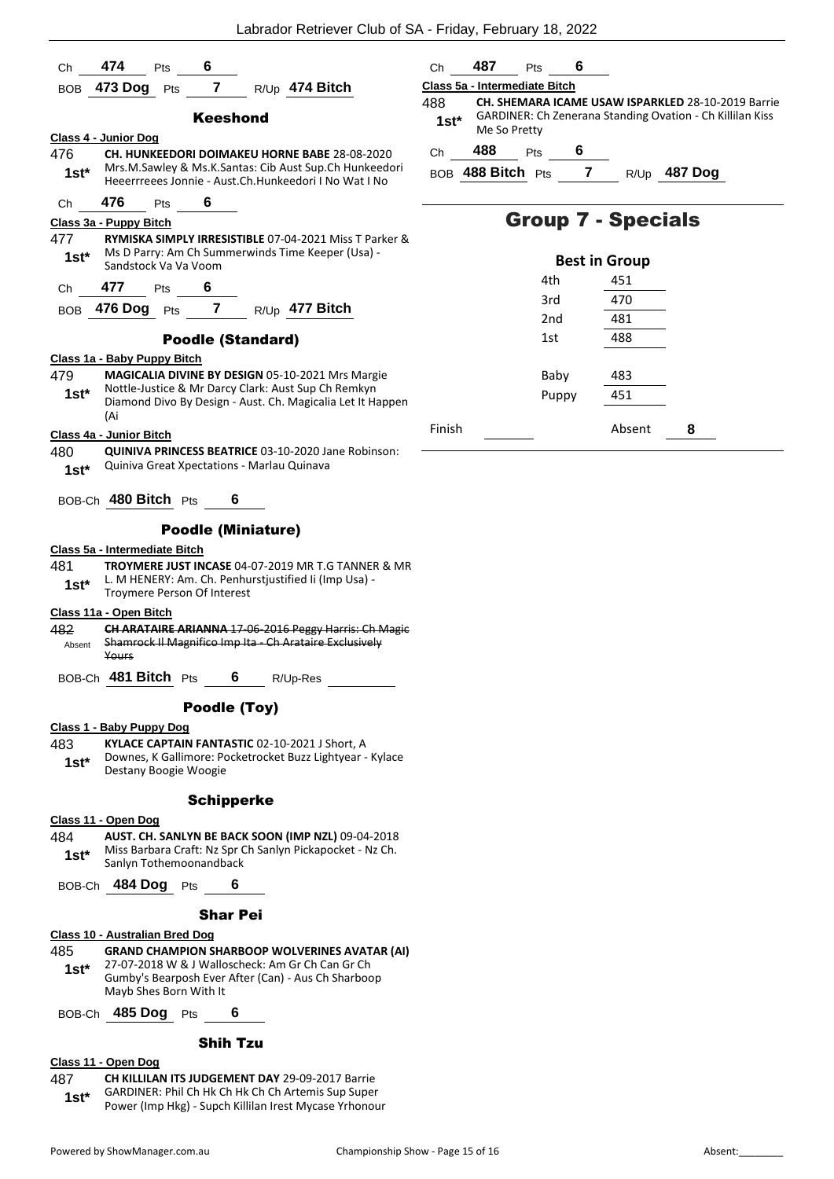Ch **474** Pts **6**

BOB **473 Dog** Pts **7** R/Up **474 Bitch**

### Keeshond

**Class 4 - Junior Dog**

476 **CH. HUNKEEDORI DOIMAKEU HORNE BABE** 28-08-2020 Mrs.M.Sawley & Ms.K.Santas: Cib Aust Sup.Ch Hunkeedori Heeerrreees Jonnie - Aust.Ch.Hunkeedori I No Wat I No
**1st***

Ch **476** Pts **6**

**Class 3a - Puppy Bitch**

477 **RYMISKA SIMPLY IRRESISTIBLE** 07-04-2021 Miss T Parker & Ms D Parry: Am Ch Summerwinds Time Keeper (Usa) - Sandstock Va Va Voom
**1st***

Ch **477** Pts **6**

BOB **476 Dog** Pts **7** R/Up **477 Bitch**

### Poodle (Standard)

**Class 1a - Baby Puppy Bitch**

479 **MAGICALIA DIVINE BY DESIGN** 05-10-2021 Mrs Margie Nottle-Justice & Mr Darcy Clark: Aust Sup Ch Remkyn Diamond Divo By Design - Aust. Ch. Magicalia Let It Happen (Ai
**1st***

**Class 4a - Junior Bitch**

480 **QUINIVA PRINCESS BEATRICE** 03-10-2020 Jane Robinson: Quiniva Great Xpectations - Marlau Quinava
**1st***

BOB-Ch **480 Bitch** Pts **6**

### Poodle (Miniature)

**Class 5a - Intermediate Bitch**

481 **TROYMERE JUST INCASE** 04-07-2019 MR T.G TANNER & MR L. M HENERY: Am. Ch. Penhurstjustified Ii (Imp Usa) - Troymere Person Of Interest
**1st***

**Class 11a - Open Bitch**

482 ~~**CH ARATAIRE ARIANNA** 17-06-2016 Peggy Harris: Ch Magic Shamrock Il Magnifico Imp Ita - Ch Arataire Exclusively Yours~~
Absent

BOB-Ch **481 Bitch** Pts **6** R/Up-Res

### Poodle (Toy)

**Class 1 - Baby Puppy Dog**

483 **KYLACE CAPTAIN FANTASTIC** 02-10-2021 J Short, A Downes, K Gallimore: Pocketrocket Buzz Lightyear - Kylace Destany Boogie Woogie
**1st***

### Schipperke

**Class 11 - Open Dog**

484 **AUST. CH. SANLYN BE BACK SOON (IMP NZL)** 09-04-2018 Miss Barbara Craft: Nz Spr Ch Sanlyn Pickapocket - Nz Ch. Sanlyn Tothemoonandback
**1st***

BOB-Ch **484 Dog** Pts **6**

### Shar Pei

**Class 10 - Australian Bred Dog**

485 **GRAND CHAMPION SHARBOOP WOLVERINES AVATAR (AI)** 27-07-2018 W & J Walloscheck: Am Gr Ch Can Gr Ch Gumby's Bearposh Ever After (Can) - Aus Ch Sharboop Mayb Shes Born With It
**1st***

BOB-Ch **485 Dog** Pts **6**

### Shih Tzu

**Class 11 - Open Dog**

487 **CH KILLILAN ITS JUDGEMENT DAY** 29-09-2017 Barrie GARDINER: Phil Ch Hk Ch Hk Ch Ch Artemis Sup Super Power (Imp Hkg) - Supch Killilan Irest Mycase Yrhonour
**1st***

Ch **487** Pts **6**

**Class 5a - Intermediate Bitch**

488 **CH. SHEMARA ICAME USAW ISPARKLED** 28-10-2019 Barrie GARDINER: Ch Zenerana Standing Ovation - Ch Killilan Kiss Me So Pretty
**1st***

Ch **488** Pts **6**

BOB **488 Bitch** Pts **7** R/Up **487 Dog**

## Group 7 - Specials

**Best in Group**

| | |
|---|---|
| 4th | 451 |
| 3rd | 470 |
| 2nd | 481 |
| 1st | 488 |
| Baby | 483 |
| Puppy | 451 |

Finish Absent **8**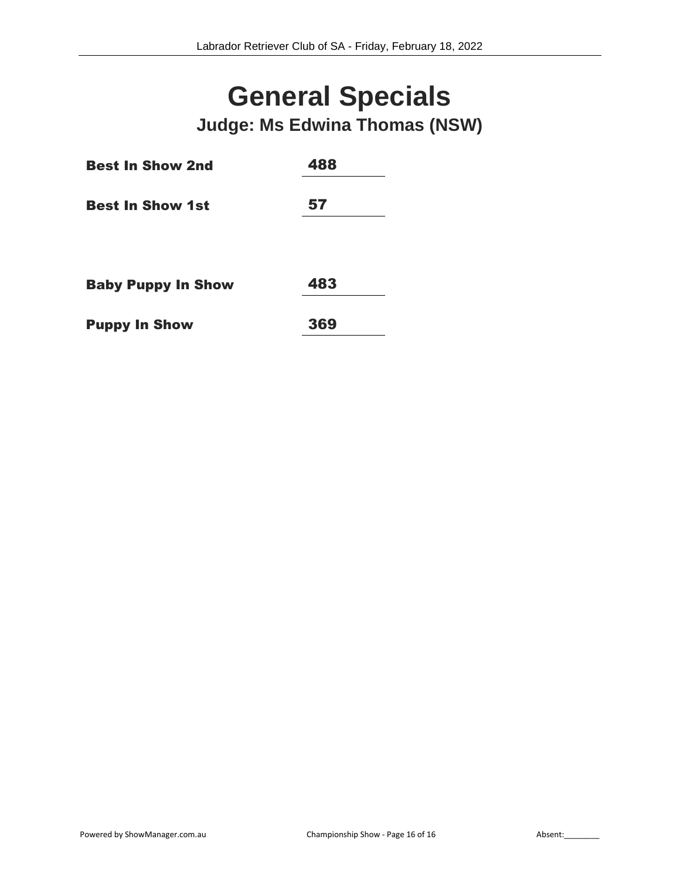# General Specials

## Judge: Ms Edwina Thomas (NSW)

| | |
|---|---|
| **Best In Show 2nd** | **488** |
| **Best In Show 1st** | **57** |
| | |
| **Baby Puppy In Show** | **483** |
| **Puppy In Show** | **369** |